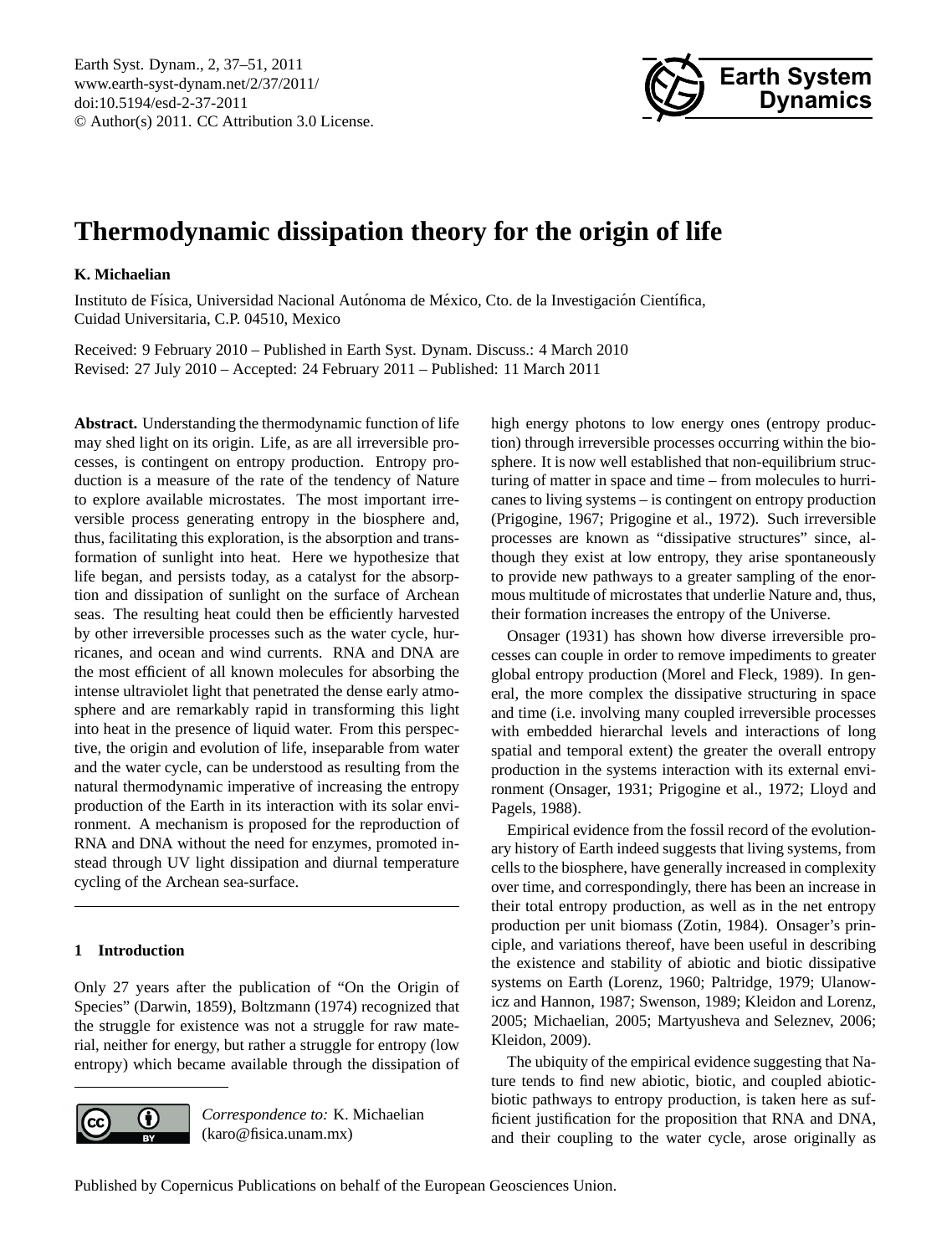# Thermodynamic dissipation theory for the origin of life

**K. Michaelian**

Instituto de Física, Universidad Nacional Autónoma de México, Cto. de la Investigación Científica, Cuidad Universitaria, C.P. 04510, Mexico

Received: 9 February 2010 – Published in Earth Syst. Dynam. Discuss.: 4 March 2010
Revised: 27 July 2010 – Accepted: 24 February 2011 – Published: 11 March 2011

**Abstract.** Understanding the thermodynamic function of life may shed light on its origin. Life, as are all irreversible processes, is contingent on entropy production. Entropy production is a measure of the rate of the tendency of Nature to explore available microstates. The most important irreversible process generating entropy in the biosphere and, thus, facilitating this exploration, is the absorption and transformation of sunlight into heat. Here we hypothesize that life began, and persists today, as a catalyst for the absorption and dissipation of sunlight on the surface of Archean seas. The resulting heat could then be efficiently harvested by other irreversible processes such as the water cycle, hurricanes, and ocean and wind currents. RNA and DNA are the most efficient of all known molecules for absorbing the intense ultraviolet light that penetrated the dense early atmosphere and are remarkably rapid in transforming this light into heat in the presence of liquid water. From this perspective, the origin and evolution of life, inseparable from water and the water cycle, can be understood as resulting from the natural thermodynamic imperative of increasing the entropy production of the Earth in its interaction with its solar environment. A mechanism is proposed for the reproduction of RNA and DNA without the need for enzymes, promoted instead through UV light dissipation and diurnal temperature cycling of the Archean sea-surface.

## 1 Introduction

Only 27 years after the publication of "On the Origin of Species" (Darwin, 1859), Boltzmann (1974) recognized that the struggle for existence was not a struggle for raw material, neither for energy, but rather a struggle for entropy (low entropy) which became available through the dissipation of high energy photons to low energy ones (entropy production) through irreversible processes occurring within the biosphere. It is now well established that non-equilibrium structuring of matter in space and time – from molecules to hurricanes to living systems – is contingent on entropy production (Prigogine, 1967; Prigogine et al., 1972). Such irreversible processes are known as "dissipative structures" since, although they exist at low entropy, they arise spontaneously to provide new pathways to a greater sampling of the enormous multitude of microstates that underlie Nature and, thus, their formation increases the entropy of the Universe.

Onsager (1931) has shown how diverse irreversible processes can couple in order to remove impediments to greater global entropy production (Morel and Fleck, 1989). In general, the more complex the dissipative structuring in space and time (i.e. involving many coupled irreversible processes with embedded hierarchal levels and interactions of long spatial and temporal extent) the greater the overall entropy production in the systems interaction with its external environment (Onsager, 1931; Prigogine et al., 1972; Lloyd and Pagels, 1988).

Empirical evidence from the fossil record of the evolutionary history of Earth indeed suggests that living systems, from cells to the biosphere, have generally increased in complexity over time, and correspondingly, there has been an increase in their total entropy production, as well as in the net entropy production per unit biomass (Zotin, 1984). Onsager's principle, and variations thereof, have been useful in describing the existence and stability of abiotic and biotic dissipative systems on Earth (Lorenz, 1960; Paltridge, 1979; Ulanowicz and Hannon, 1987; Swenson, 1989; Kleidon and Lorenz, 2005; Michaelian, 2005; Martyusheva and Seleznev, 2006; Kleidon, 2009).

The ubiquity of the empirical evidence suggesting that Nature tends to find new abiotic, biotic, and coupled abiotic-biotic pathways to entropy production, is taken here as sufficient justification for the proposition that RNA and DNA, and their coupling to the water cycle, arose originally as

*Correspondence to:* K. Michaelian (karo@fisica.unam.mx)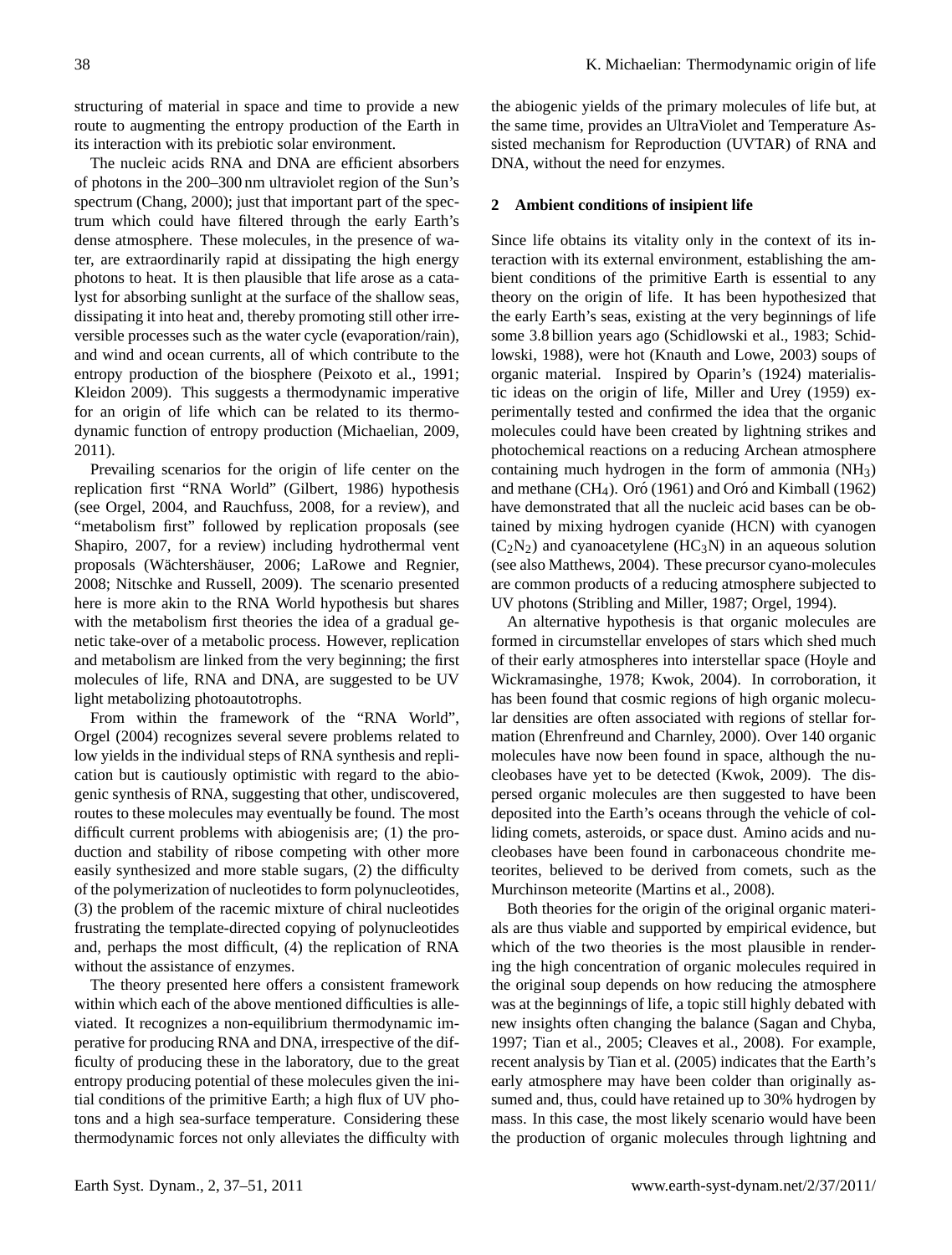structuring of material in space and time to provide a new route to augmenting the entropy production of the Earth in its interaction with its prebiotic solar environment.

The nucleic acids RNA and DNA are efficient absorbers of photons in the 200–300 nm ultraviolet region of the Sun's spectrum (Chang, 2000); just that important part of the spectrum which could have filtered through the early Earth's dense atmosphere. These molecules, in the presence of water, are extraordinarily rapid at dissipating the high energy photons to heat. It is then plausible that life arose as a catalyst for absorbing sunlight at the surface of the shallow seas, dissipating it into heat and, thereby promoting still other irreversible processes such as the water cycle (evaporation/rain), and wind and ocean currents, all of which contribute to the entropy production of the biosphere (Peixoto et al., 1991; Kleidon 2009). This suggests a thermodynamic imperative for an origin of life which can be related to its thermodynamic function of entropy production (Michaelian, 2009, 2011).

Prevailing scenarios for the origin of life center on the replication first "RNA World" (Gilbert, 1986) hypothesis (see Orgel, 2004, and Rauchfuss, 2008, for a review), and "metabolism first" followed by replication proposals (see Shapiro, 2007, for a review) including hydrothermal vent proposals (Wächtershäuser, 2006; LaRowe and Regnier, 2008; Nitschke and Russell, 2009). The scenario presented here is more akin to the RNA World hypothesis but shares with the metabolism first theories the idea of a gradual genetic take-over of a metabolic process. However, replication and metabolism are linked from the very beginning; the first molecules of life, RNA and DNA, are suggested to be UV light metabolizing photoautotrophs.

From within the framework of the "RNA World", Orgel (2004) recognizes several severe problems related to low yields in the individual steps of RNA synthesis and replication but is cautiously optimistic with regard to the abiogenic synthesis of RNA, suggesting that other, undiscovered, routes to these molecules may eventually be found. The most difficult current problems with abiogenisis are; (1) the production and stability of ribose competing with other more easily synthesized and more stable sugars, (2) the difficulty of the polymerization of nucleotides to form polynucleotides, (3) the problem of the racemic mixture of chiral nucleotides frustrating the template-directed copying of polynucleotides and, perhaps the most difficult, (4) the replication of RNA without the assistance of enzymes.

The theory presented here offers a consistent framework within which each of the above mentioned difficulties is alleviated. It recognizes a non-equilibrium thermodynamic imperative for producing RNA and DNA, irrespective of the difficulty of producing these in the laboratory, due to the great entropy producing potential of these molecules given the initial conditions of the primitive Earth; a high flux of UV photons and a high sea-surface temperature. Considering these thermodynamic forces not only alleviates the difficulty with the abiogenic yields of the primary molecules of life but, at the same time, provides an UltraViolet and Temperature Assisted mechanism for Reproduction (UVTAR) of RNA and DNA, without the need for enzymes.

## 2 Ambient conditions of insipient life

Since life obtains its vitality only in the context of its interaction with its external environment, establishing the ambient conditions of the primitive Earth is essential to any theory on the origin of life. It has been hypothesized that the early Earth's seas, existing at the very beginnings of life some 3.8 billion years ago (Schidlowski et al., 1983; Schidlowski, 1988), were hot (Knauth and Lowe, 2003) soups of organic material. Inspired by Oparin's (1924) materialistic ideas on the origin of life, Miller and Urey (1959) experimentally tested and confirmed the idea that the organic molecules could have been created by lightning strikes and photochemical reactions on a reducing Archean atmosphere containing much hydrogen in the form of ammonia ($NH_3$) and methane ($CH_4$). Oró (1961) and Oró and Kimball (1962) have demonstrated that all the nucleic acid bases can be obtained by mixing hydrogen cyanide (HCN) with cyanogen ($C_2N_2$) and cyanoacetylene ($HC_3N$) in an aqueous solution (see also Matthews, 2004). These precursor cyano-molecules are common products of a reducing atmosphere subjected to UV photons (Stribling and Miller, 1987; Orgel, 1994).

An alternative hypothesis is that organic molecules are formed in circumstellar envelopes of stars which shed much of their early atmospheres into interstellar space (Hoyle and Wickramasinghe, 1978; Kwok, 2004). In corroboration, it has been found that cosmic regions of high organic molecular densities are often associated with regions of stellar formation (Ehrenfreund and Charnley, 2000). Over 140 organic molecules have now been found in space, although the nucleobases have yet to be detected (Kwok, 2009). The dispersed organic molecules are then suggested to have been deposited into the Earth's oceans through the vehicle of colliding comets, asteroids, or space dust. Amino acids and nucleobases have been found in carbonaceous chondrite meteorites, believed to be derived from comets, such as the Murchinson meteorite (Martins et al., 2008).

Both theories for the origin of the original organic materials are thus viable and supported by empirical evidence, but which of the two theories is the most plausible in rendering the high concentration of organic molecules required in the original soup depends on how reducing the atmosphere was at the beginnings of life, a topic still highly debated with new insights often changing the balance (Sagan and Chyba, 1997; Tian et al., 2005; Cleaves et al., 2008). For example, recent analysis by Tian et al. (2005) indicates that the Earth's early atmosphere may have been colder than originally assumed and, thus, could have retained up to 30% hydrogen by mass. In this case, the most likely scenario would have been the production of organic molecules through lightning and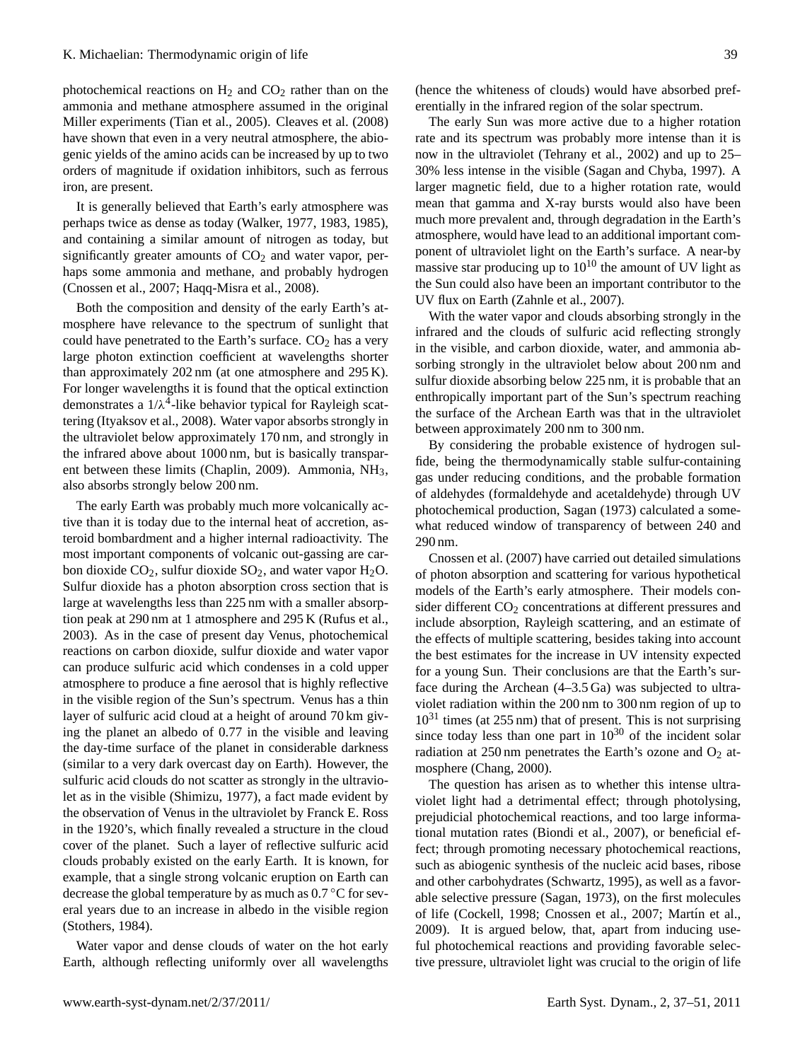photochemical reactions on $H_2$ and $CO_2$ rather than on the ammonia and methane atmosphere assumed in the original Miller experiments (Tian et al., 2005). Cleaves et al. (2008) have shown that even in a very neutral atmosphere, the abiogenic yields of the amino acids can be increased by up to two orders of magnitude if oxidation inhibitors, such as ferrous iron, are present.

It is generally believed that Earth's early atmosphere was perhaps twice as dense as today (Walker, 1977, 1983, 1985), and containing a similar amount of nitrogen as today, but significantly greater amounts of $CO_2$ and water vapor, perhaps some ammonia and methane, and probably hydrogen (Cnossen et al., 2007; Haqq-Misra et al., 2008).

Both the composition and density of the early Earth's atmosphere have relevance to the spectrum of sunlight that could have penetrated to the Earth's surface. $CO_2$ has a very large photon extinction coefficient at wavelengths shorter than approximately 202 nm (at one atmosphere and 295 K). For longer wavelengths it is found that the optical extinction demonstrates a $1/\lambda^4$-like behavior typical for Rayleigh scattering (Ityaksov et al., 2008). Water vapor absorbs strongly in the ultraviolet below approximately 170 nm, and strongly in the infrared above about 1000 nm, but is basically transparent between these limits (Chaplin, 2009). Ammonia, $NH_3$, also absorbs strongly below 200 nm.

The early Earth was probably much more volcanically active than it is today due to the internal heat of accretion, asteroid bombardment and a higher internal radioactivity. The most important components of volcanic out-gassing are carbon dioxide $CO_2$, sulfur dioxide $SO_2$, and water vapor $H_2O$. Sulfur dioxide has a photon absorption cross section that is large at wavelengths less than 225 nm with a smaller absorption peak at 290 nm at 1 atmosphere and 295 K (Rufus et al., 2003). As in the case of present day Venus, photochemical reactions on carbon dioxide, sulfur dioxide and water vapor can produce sulfuric acid which condenses in a cold upper atmosphere to produce a fine aerosol that is highly reflective in the visible region of the Sun's spectrum. Venus has a thin layer of sulfuric acid cloud at a height of around 70 km giving the planet an albedo of 0.77 in the visible and leaving the day-time surface of the planet in considerable darkness (similar to a very dark overcast day on Earth). However, the sulfuric acid clouds do not scatter as strongly in the ultraviolet as in the visible (Shimizu, 1977), a fact made evident by the observation of Venus in the ultraviolet by Franck E. Ross in the 1920's, which finally revealed a structure in the cloud cover of the planet. Such a layer of reflective sulfuric acid clouds probably existed on the early Earth. It is known, for example, that a single strong volcanic eruption on Earth can decrease the global temperature by as much as 0.7 °C for several years due to an increase in albedo in the visible region (Stothers, 1984).

Water vapor and dense clouds of water on the hot early Earth, although reflecting uniformly over all wavelengths (hence the whiteness of clouds) would have absorbed preferentially in the infrared region of the solar spectrum.

The early Sun was more active due to a higher rotation rate and its spectrum was probably more intense than it is now in the ultraviolet (Tehrany et al., 2002) and up to 25–30% less intense in the visible (Sagan and Chyba, 1997). A larger magnetic field, due to a higher rotation rate, would mean that gamma and X-ray bursts would also have been much more prevalent and, through degradation in the Earth's atmosphere, would have lead to an additional important component of ultraviolet light on the Earth's surface. A near-by massive star producing up to $10^{10}$ the amount of UV light as the Sun could also have been an important contributor to the UV flux on Earth (Zahnle et al., 2007).

With the water vapor and clouds absorbing strongly in the infrared and the clouds of sulfuric acid reflecting strongly in the visible, and carbon dioxide, water, and ammonia absorbing strongly in the ultraviolet below about 200 nm and sulfur dioxide absorbing below 225 nm, it is probable that an enthropically important part of the Sun's spectrum reaching the surface of the Archean Earth was that in the ultraviolet between approximately 200 nm to 300 nm.

By considering the probable existence of hydrogen sulfide, being the thermodynamically stable sulfur-containing gas under reducing conditions, and the probable formation of aldehydes (formaldehyde and acetaldehyde) through UV photochemical production, Sagan (1973) calculated a somewhat reduced window of transparency of between 240 and 290 nm.

Cnossen et al. (2007) have carried out detailed simulations of photon absorption and scattering for various hypothetical models of the Earth's early atmosphere. Their models consider different $CO_2$ concentrations at different pressures and include absorption, Rayleigh scattering, and an estimate of the effects of multiple scattering, besides taking into account the best estimates for the increase in UV intensity expected for a young Sun. Their conclusions are that the Earth's surface during the Archean (4–3.5 Ga) was subjected to ultraviolet radiation within the 200 nm to 300 nm region of up to $10^{31}$ times (at 255 nm) that of present. This is not surprising since today less than one part in $10^{30}$ of the incident solar radiation at 250 nm penetrates the Earth's ozone and $O_2$ atmosphere (Chang, 2000).

The question has arisen as to whether this intense ultraviolet light had a detrimental effect; through photolysing, prejudicial photochemical reactions, and too large informational mutation rates (Biondi et al., 2007), or beneficial effect; through promoting necessary photochemical reactions, such as abiogenic synthesis of the nucleic acid bases, ribose and other carbohydrates (Schwartz, 1995), as well as a favorable selective pressure (Sagan, 1973), on the first molecules of life (Cockell, 1998; Cnossen et al., 2007; Martín et al., 2009). It is argued below, that, apart from inducing useful photochemical reactions and providing favorable selective pressure, ultraviolet light was crucial to the origin of life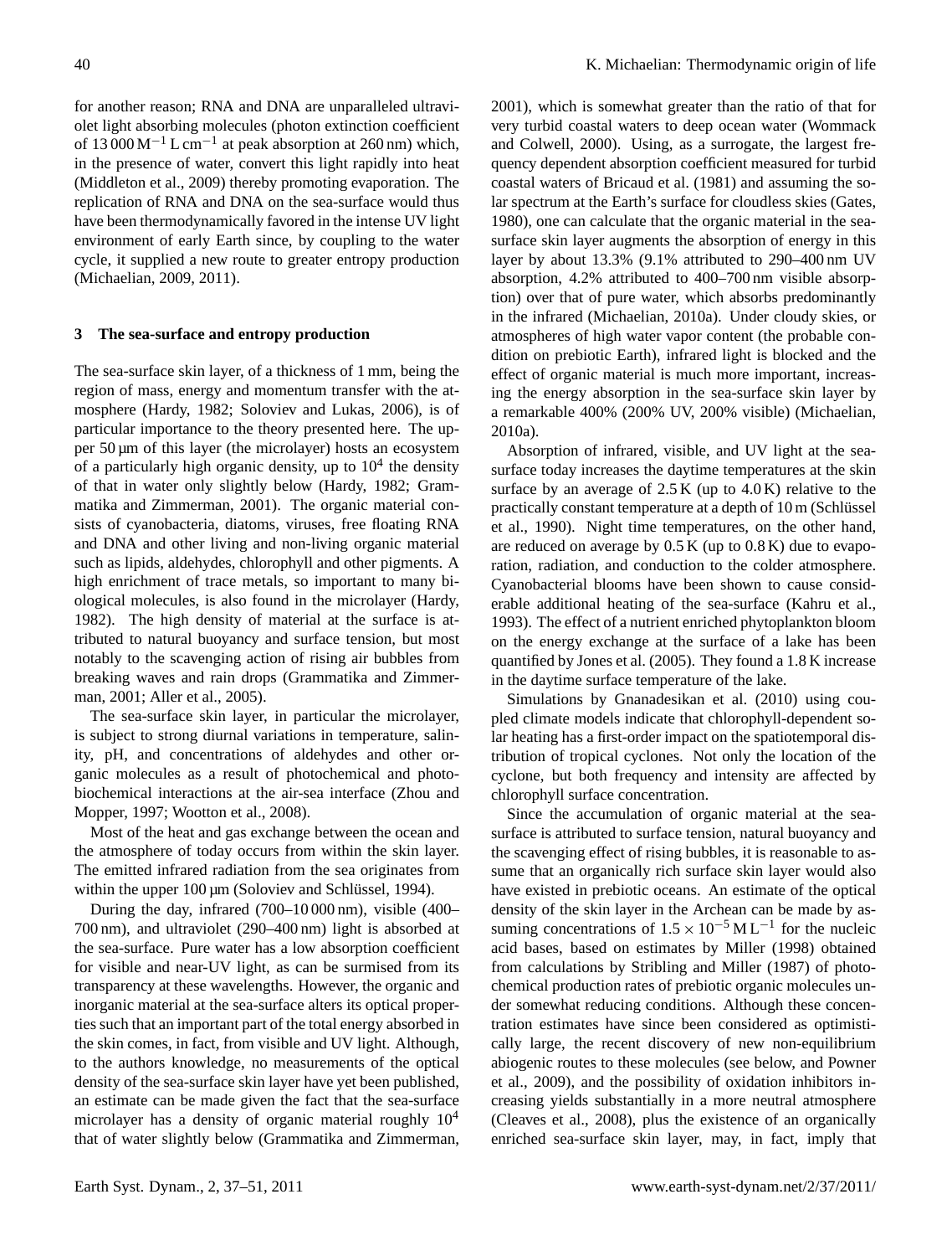for another reason; RNA and DNA are unparalleled ultraviolet light absorbing molecules (photon extinction coefficient of 13 000 $M^{-1}$ L $cm^{-1}$ at peak absorption at 260 nm) which, in the presence of water, convert this light rapidly into heat (Middleton et al., 2009) thereby promoting evaporation. The replication of RNA and DNA on the sea-surface would thus have been thermodynamically favored in the intense UV light environment of early Earth since, by coupling to the water cycle, it supplied a new route to greater entropy production (Michaelian, 2009, 2011).

## 3 The sea-surface and entropy production

The sea-surface skin layer, of a thickness of 1 mm, being the region of mass, energy and momentum transfer with the atmosphere (Hardy, 1982; Soloviev and Lukas, 2006), is of particular importance to the theory presented here. The upper 50 µm of this layer (the microlayer) hosts an ecosystem of a particularly high organic density, up to $10^4$ the density of that in water only slightly below (Hardy, 1982; Grammatika and Zimmerman, 2001). The organic material consists of cyanobacteria, diatoms, viruses, free floating RNA and DNA and other living and non-living organic material such as lipids, aldehydes, chlorophyll and other pigments. A high enrichment of trace metals, so important to many biological molecules, is also found in the microlayer (Hardy, 1982). The high density of material at the surface is attributed to natural buoyancy and surface tension, but most notably to the scavenging action of rising air bubbles from breaking waves and rain drops (Grammatika and Zimmerman, 2001; Aller et al., 2005).

The sea-surface skin layer, in particular the microlayer, is subject to strong diurnal variations in temperature, salinity, pH, and concentrations of aldehydes and other organic molecules as a result of photochemical and photobiochemical interactions at the air-sea interface (Zhou and Mopper, 1997; Wootton et al., 2008).

Most of the heat and gas exchange between the ocean and the atmosphere of today occurs from within the skin layer. The emitted infrared radiation from the sea originates from within the upper 100 µm (Soloviev and Schlüssel, 1994).

During the day, infrared (700–10 000 nm), visible (400–700 nm), and ultraviolet (290–400 nm) light is absorbed at the sea-surface. Pure water has a low absorption coefficient for visible and near-UV light, as can be surmised from its transparency at these wavelengths. However, the organic and inorganic material at the sea-surface alters its optical properties such that an important part of the total energy absorbed in the skin comes, in fact, from visible and UV light. Although, to the authors knowledge, no measurements of the optical density of the sea-surface skin layer have yet been published, an estimate can be made given the fact that the sea-surface microlayer has a density of organic material roughly $10^4$ that of water slightly below (Grammatika and Zimmerman, 2001), which is somewhat greater than the ratio of that for very turbid coastal waters to deep ocean water (Wommack and Colwell, 2000). Using, as a surrogate, the largest frequency dependent absorption coefficient measured for turbid coastal waters of Bricaud et al. (1981) and assuming the solar spectrum at the Earth's surface for cloudless skies (Gates, 1980), one can calculate that the organic material in the sea-surface skin layer augments the absorption of energy in this layer by about 13.3% (9.1% attributed to 290–400 nm UV absorption, 4.2% attributed to 400–700 nm visible absorption) over that of pure water, which absorbs predominantly in the infrared (Michaelian, 2010a). Under cloudy skies, or atmospheres of high water vapor content (the probable condition on prebiotic Earth), infrared light is blocked and the effect of organic material is much more important, increasing the energy absorption in the sea-surface skin layer by a remarkable 400% (200% UV, 200% visible) (Michaelian, 2010a).

Absorption of infrared, visible, and UV light at the sea-surface today increases the daytime temperatures at the skin surface by an average of 2.5 K (up to 4.0 K) relative to the practically constant temperature at a depth of 10 m (Schlüssel et al., 1990). Night time temperatures, on the other hand, are reduced on average by 0.5 K (up to 0.8 K) due to evaporation, radiation, and conduction to the colder atmosphere. Cyanobacterial blooms have been shown to cause considerable additional heating of the sea-surface (Kahru et al., 1993). The effect of a nutrient enriched phytoplankton bloom on the energy exchange at the surface of a lake has been quantified by Jones et al. (2005). They found a 1.8 K increase in the daytime surface temperature of the lake.

Simulations by Gnanadesikan et al. (2010) using coupled climate models indicate that chlorophyll-dependent solar heating has a first-order impact on the spatiotemporal distribution of tropical cyclones. Not only the location of the cyclone, but both frequency and intensity are affected by chlorophyll surface concentration.

Since the accumulation of organic material at the sea-surface is attributed to surface tension, natural buoyancy and the scavenging effect of rising bubbles, it is reasonable to assume that an organically rich surface skin layer would also have existed in prebiotic oceans. An estimate of the optical density of the skin layer in the Archean can be made by assuming concentrations of $1.5 \times 10^{-5}$ M $L^{-1}$ for the nucleic acid bases, based on estimates by Miller (1998) obtained from calculations by Stribling and Miller (1987) of photochemical production rates of prebiotic organic molecules under somewhat reducing conditions. Although these concentration estimates have since been considered as optimistically large, the recent discovery of new non-equilibrium abiogenic routes to these molecules (see below, and Powner et al., 2009), and the possibility of oxidation inhibitors increasing yields substantially in a more neutral atmosphere (Cleaves et al., 2008), plus the existence of an organically enriched sea-surface skin layer, may, in fact, imply that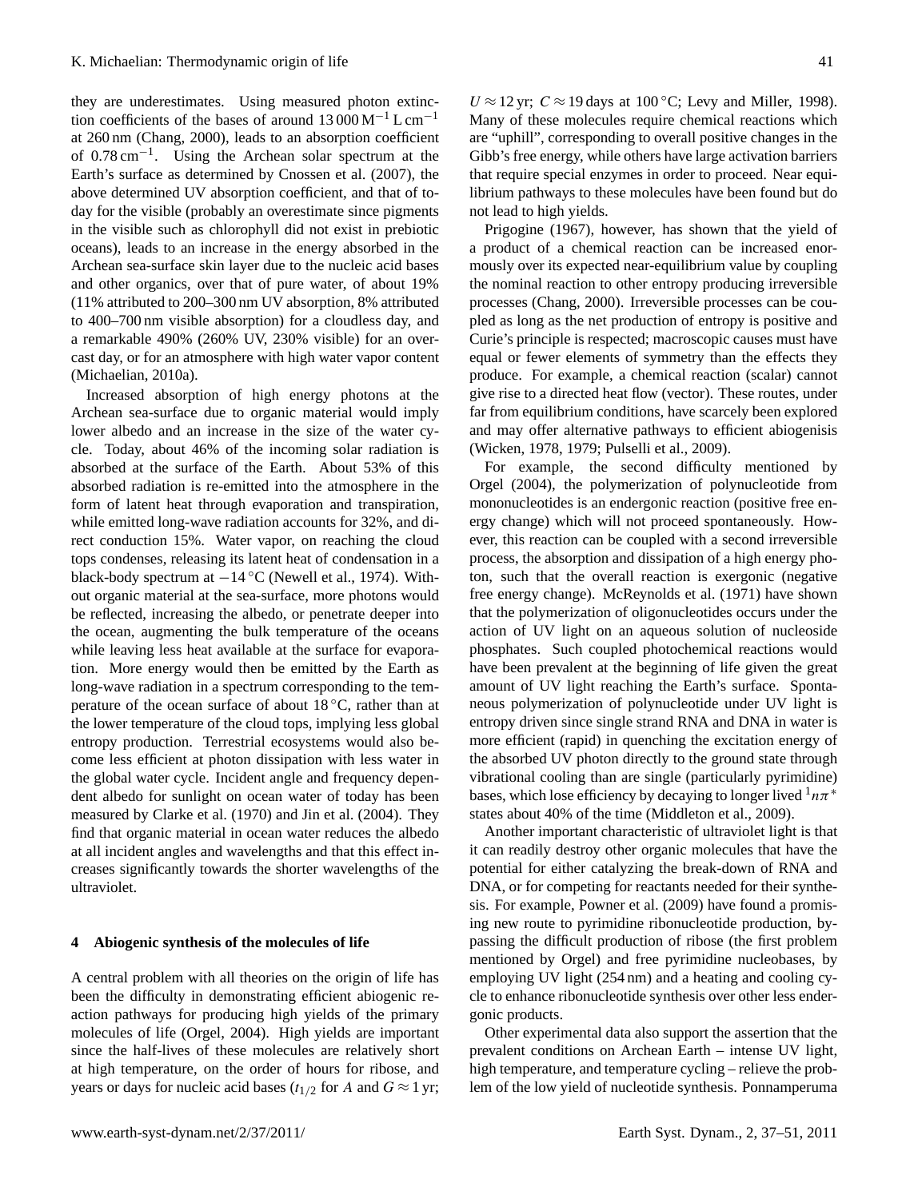they are underestimates. Using measured photon extinction coefficients of the bases of around 13 000 $M^{-1}$ L $cm^{-1}$ at 260 nm (Chang, 2000), leads to an absorption coefficient of 0.78 $cm^{-1}$. Using the Archean solar spectrum at the Earth's surface as determined by Cnossen et al. (2007), the above determined UV absorption coefficient, and that of today for the visible (probably an overestimate since pigments in the visible such as chlorophyll did not exist in prebiotic oceans), leads to an increase in the energy absorbed in the Archean sea-surface skin layer due to the nucleic acid bases and other organics, over that of pure water, of about 19% (11% attributed to 200–300 nm UV absorption, 8% attributed to 400–700 nm visible absorption) for a cloudless day, and a remarkable 490% (260% UV, 230% visible) for an overcast day, or for an atmosphere with high water vapor content (Michaelian, 2010a).

Increased absorption of high energy photons at the Archean sea-surface due to organic material would imply lower albedo and an increase in the size of the water cycle. Today, about 46% of the incoming solar radiation is absorbed at the surface of the Earth. About 53% of this absorbed radiation is re-emitted into the atmosphere in the form of latent heat through evaporation and transpiration, while emitted long-wave radiation accounts for 32%, and direct conduction 15%. Water vapor, on reaching the cloud tops condenses, releasing its latent heat of condensation in a black-body spectrum at $-14\,^{\circ}$C (Newell et al., 1974). Without organic material at the sea-surface, more photons would be reflected, increasing the albedo, or penetrate deeper into the ocean, augmenting the bulk temperature of the oceans while leaving less heat available at the surface for evaporation. More energy would then be emitted by the Earth as long-wave radiation in a spectrum corresponding to the temperature of the ocean surface of about $18\,^{\circ}$C, rather than at the lower temperature of the cloud tops, implying less global entropy production. Terrestrial ecosystems would also become less efficient at photon dissipation with less water in the global water cycle. Incident angle and frequency dependent albedo for sunlight on ocean water of today has been measured by Clarke et al. (1970) and Jin et al. (2004). They find that organic material in ocean water reduces the albedo at all incident angles and wavelengths and that this effect increases significantly towards the shorter wavelengths of the ultraviolet.

## 4 Abiogenic synthesis of the molecules of life

A central problem with all theories on the origin of life has been the difficulty in demonstrating efficient abiogenic reaction pathways for producing high yields of the primary molecules of life (Orgel, 2004). High yields are important since the half-lives of these molecules are relatively short at high temperature, on the order of hours for ribose, and years or days for nucleic acid bases ($t_{1/2}$ for $A$ and $G \approx 1$ yr; $U \approx 12$ yr; $C \approx 19$ days at $100\,^{\circ}$C; Levy and Miller, 1998). Many of these molecules require chemical reactions which are "uphill", corresponding to overall positive changes in the Gibb's free energy, while others have large activation barriers that require special enzymes in order to proceed. Near equilibrium pathways to these molecules have been found but do not lead to high yields.

Prigogine (1967), however, has shown that the yield of a product of a chemical reaction can be increased enormously over its expected near-equilibrium value by coupling the nominal reaction to other entropy producing irreversible processes (Chang, 2000). Irreversible processes can be coupled as long as the net production of entropy is positive and Curie's principle is respected; macroscopic causes must have equal or fewer elements of symmetry than the effects they produce. For example, a chemical reaction (scalar) cannot give rise to a directed heat flow (vector). These routes, under far from equilibrium conditions, have scarcely been explored and may offer alternative pathways to efficient abiogenisis (Wicken, 1978, 1979; Pulselli et al., 2009).

For example, the second difficulty mentioned by Orgel (2004), the polymerization of polynucleotide from mononucleotides is an endergonic reaction (positive free energy change) which will not proceed spontaneously. However, this reaction can be coupled with a second irreversible process, the absorption and dissipation of a high energy photon, such that the overall reaction is exergonic (negative free energy change). McReynolds et al. (1971) have shown that the polymerization of oligonucleotides occurs under the action of UV light on an aqueous solution of nucleoside phosphates. Such coupled photochemical reactions would have been prevalent at the beginning of life given the great amount of UV light reaching the Earth's surface. Spontaneous polymerization of polynucleotide under UV light is entropy driven since single strand RNA and DNA in water is more efficient (rapid) in quenching the excitation energy of the absorbed UV photon directly to the ground state through vibrational cooling than are single (particularly pyrimidine) bases, which lose efficiency by decaying to longer lived $^1n\pi^*$ states about 40% of the time (Middleton et al., 2009).

Another important characteristic of ultraviolet light is that it can readily destroy other organic molecules that have the potential for either catalyzing the break-down of RNA and DNA, or for competing for reactants needed for their synthesis. For example, Powner et al. (2009) have found a promising new route to pyrimidine ribonucleotide production, bypassing the difficult production of ribose (the first problem mentioned by Orgel) and free pyrimidine nucleobases, by employing UV light (254 nm) and a heating and cooling cycle to enhance ribonucleotide synthesis over other less endergonic products.

Other experimental data also support the assertion that the prevalent conditions on Archean Earth – intense UV light, high temperature, and temperature cycling – relieve the problem of the low yield of nucleotide synthesis. Ponnamperuma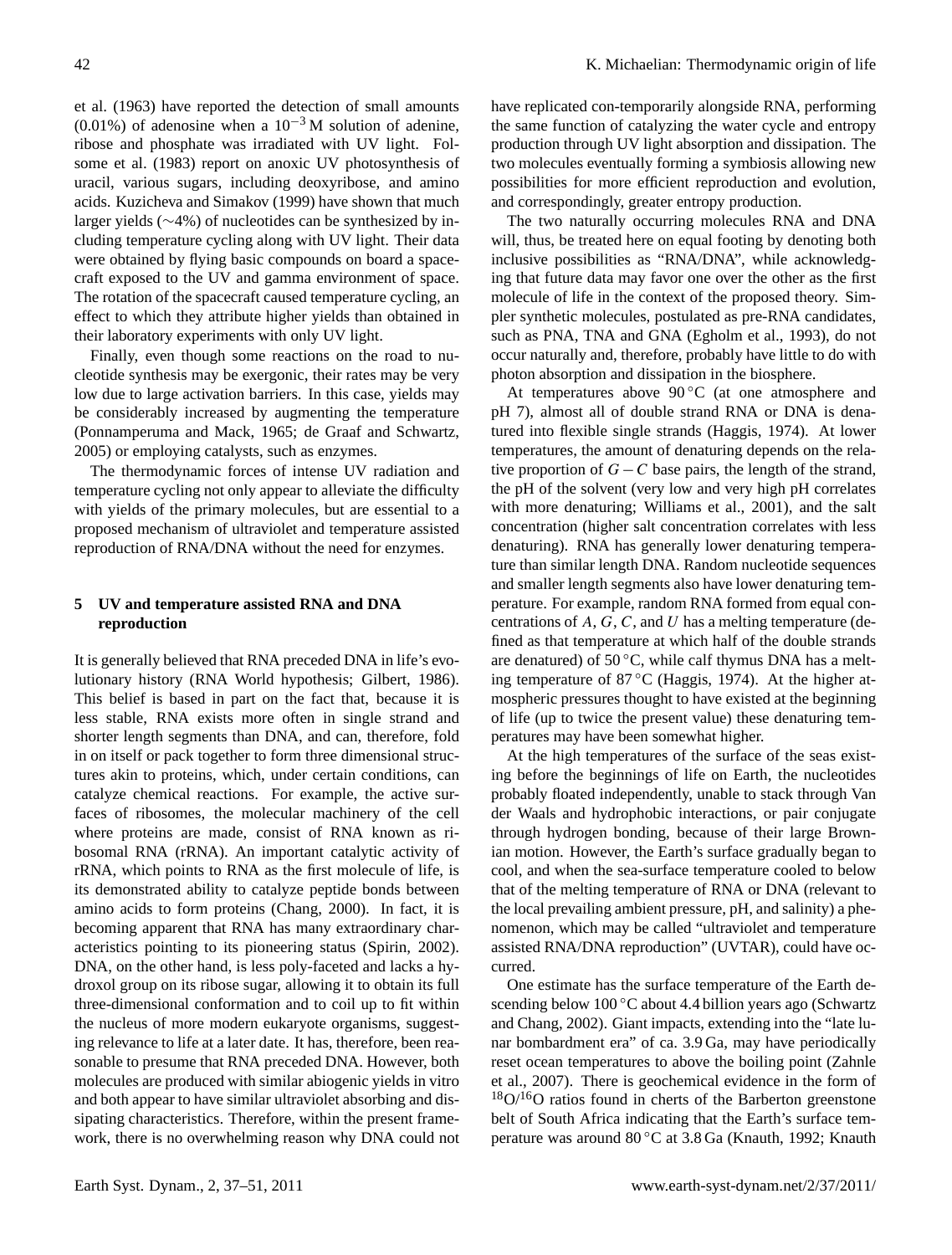et al. (1963) have reported the detection of small amounts (0.01%) of adenosine when a $10^{-3}$ M solution of adenine, ribose and phosphate was irradiated with UV light. Folsome et al. (1983) report on anoxic UV photosynthesis of uracil, various sugars, including deoxyribose, and amino acids. Kuzicheva and Simakov (1999) have shown that much larger yields (~4%) of nucleotides can be synthesized by including temperature cycling along with UV light. Their data were obtained by flying basic compounds on board a spacecraft exposed to the UV and gamma environment of space. The rotation of the spacecraft caused temperature cycling, an effect to which they attribute higher yields than obtained in their laboratory experiments with only UV light.

Finally, even though some reactions on the road to nucleotide synthesis may be exergonic, their rates may be very low due to large activation barriers. In this case, yields may be considerably increased by augmenting the temperature (Ponnamperuma and Mack, 1965; de Graaf and Schwartz, 2005) or employing catalysts, such as enzymes.

The thermodynamic forces of intense UV radiation and temperature cycling not only appear to alleviate the difficulty with yields of the primary molecules, but are essential to a proposed mechanism of ultraviolet and temperature assisted reproduction of RNA/DNA without the need for enzymes.

## 5 UV and temperature assisted RNA and DNA reproduction

It is generally believed that RNA preceded DNA in life's evolutionary history (RNA World hypothesis; Gilbert, 1986). This belief is based in part on the fact that, because it is less stable, RNA exists more often in single strand and shorter length segments than DNA, and can, therefore, fold in on itself or pack together to form three dimensional structures akin to proteins, which, under certain conditions, can catalyze chemical reactions. For example, the active surfaces of ribosomes, the molecular machinery of the cell where proteins are made, consist of RNA known as ribosomal RNA (rRNA). An important catalytic activity of rRNA, which points to RNA as the first molecule of life, is its demonstrated ability to catalyze peptide bonds between amino acids to form proteins (Chang, 2000). In fact, it is becoming apparent that RNA has many extraordinary characteristics pointing to its pioneering status (Spirin, 2002). DNA, on the other hand, is less poly-faceted and lacks a hydroxol group on its ribose sugar, allowing it to obtain its full three-dimensional conformation and to coil up to fit within the nucleus of more modern eukaryote organisms, suggesting relevance to life at a later date. It has, therefore, been reasonable to presume that RNA preceded DNA. However, both molecules are produced with similar abiogenic yields in vitro and both appear to have similar ultraviolet absorbing and dissipating characteristics. Therefore, within the present framework, there is no overwhelming reason why DNA could not have replicated con-temporarily alongside RNA, performing the same function of catalyzing the water cycle and entropy production through UV light absorption and dissipation. The two molecules eventually forming a symbiosis allowing new possibilities for more efficient reproduction and evolution, and correspondingly, greater entropy production.

The two naturally occurring molecules RNA and DNA will, thus, be treated here on equal footing by denoting both inclusive possibilities as "RNA/DNA", while acknowledging that future data may favor one over the other as the first molecule of life in the context of the proposed theory. Simpler synthetic molecules, postulated as pre-RNA candidates, such as PNA, TNA and GNA (Egholm et al., 1993), do not occur naturally and, therefore, probably have little to do with photon absorption and dissipation in the biosphere.

At temperatures above 90 °C (at one atmosphere and pH 7), almost all of double strand RNA or DNA is denatured into flexible single strands (Haggis, 1974). At lower temperatures, the amount of denaturing depends on the relative proportion of $G-C$ base pairs, the length of the strand, the pH of the solvent (very low and very high pH correlates with more denaturing; Williams et al., 2001), and the salt concentration (higher salt concentration correlates with less denaturing). RNA has generally lower denaturing temperature than similar length DNA. Random nucleotide sequences and smaller length segments also have lower denaturing temperature. For example, random RNA formed from equal concentrations of $A$, $G$, $C$, and $U$ has a melting temperature (defined as that temperature at which half of the double strands are denatured) of 50 °C, while calf thymus DNA has a melting temperature of 87 °C (Haggis, 1974). At the higher atmospheric pressures thought to have existed at the beginning of life (up to twice the present value) these denaturing temperatures may have been somewhat higher.

At the high temperatures of the surface of the seas existing before the beginnings of life on Earth, the nucleotides probably floated independently, unable to stack through Van der Waals and hydrophobic interactions, or pair conjugate through hydrogen bonding, because of their large Brownian motion. However, the Earth's surface gradually began to cool, and when the sea-surface temperature cooled to below that of the melting temperature of RNA or DNA (relevant to the local prevailing ambient pressure, pH, and salinity) a phenomenon, which may be called "ultraviolet and temperature assisted RNA/DNA reproduction" (UVTAR), could have occurred.

One estimate has the surface temperature of the Earth descending below 100 °C about 4.4 billion years ago (Schwartz and Chang, 2002). Giant impacts, extending into the "late lunar bombardment era" of ca. 3.9 Ga, may have periodically reset ocean temperatures to above the boiling point (Zahnle et al., 2007). There is geochemical evidence in the form of $^{18}O/^{16}O$ ratios found in cherts of the Barberton greenstone belt of South Africa indicating that the Earth's surface temperature was around 80 °C at 3.8 Ga (Knauth, 1992; Knauth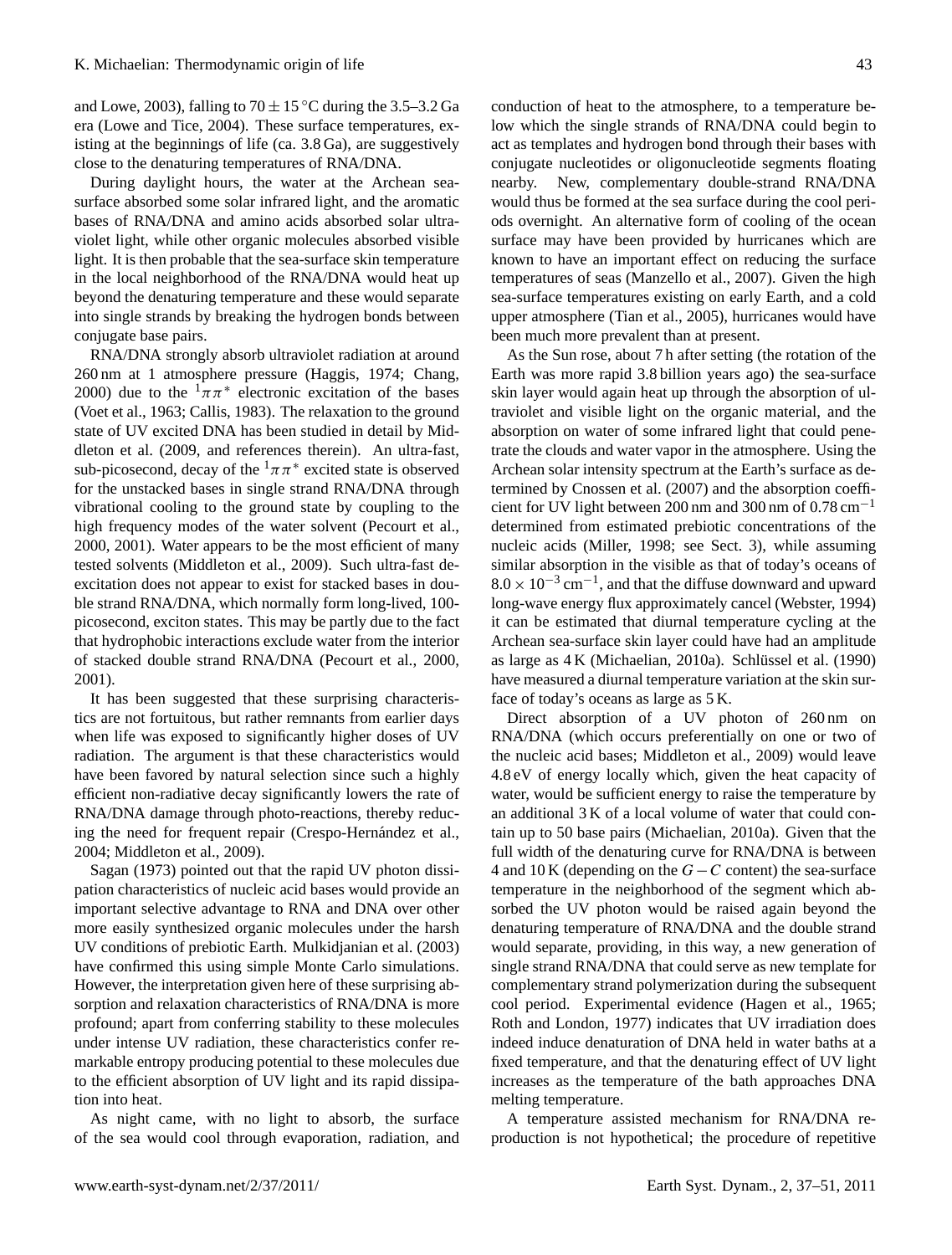and Lowe, 2003), falling to $70 \pm 15$ °C during the 3.5–3.2 Ga era (Lowe and Tice, 2004). These surface temperatures, existing at the beginnings of life (ca. 3.8 Ga), are suggestively close to the denaturing temperatures of RNA/DNA.

During daylight hours, the water at the Archean sea-surface absorbed some solar infrared light, and the aromatic bases of RNA/DNA and amino acids absorbed solar ultraviolet light, while other organic molecules absorbed visible light. It is then probable that the sea-surface skin temperature in the local neighborhood of the RNA/DNA would heat up beyond the denaturing temperature and these would separate into single strands by breaking the hydrogen bonds between conjugate base pairs.

RNA/DNA strongly absorb ultraviolet radiation at around 260 nm at 1 atmosphere pressure (Haggis, 1974; Chang, 2000) due to the $^1\pi\pi^*$ electronic excitation of the bases (Voet et al., 1963; Callis, 1983). The relaxation to the ground state of UV excited DNA has been studied in detail by Middleton et al. (2009, and references therein). An ultra-fast, sub-picosecond, decay of the $^1\pi\pi^*$ excited state is observed for the unstacked bases in single strand RNA/DNA through vibrational cooling to the ground state by coupling to the high frequency modes of the water solvent (Pecourt et al., 2000, 2001). Water appears to be the most efficient of many tested solvents (Middleton et al., 2009). Such ultra-fast de-excitation does not appear to exist for stacked bases in double strand RNA/DNA, which normally form long-lived, 100-picosecond, exciton states. This may be partly due to the fact that hydrophobic interactions exclude water from the interior of stacked double strand RNA/DNA (Pecourt et al., 2000, 2001).

It has been suggested that these surprising characteristics are not fortuitous, but rather remnants from earlier days when life was exposed to significantly higher doses of UV radiation. The argument is that these characteristics would have been favored by natural selection since such a highly efficient non-radiative decay significantly lowers the rate of RNA/DNA damage through photo-reactions, thereby reducing the need for frequent repair (Crespo-Hernández et al., 2004; Middleton et al., 2009).

Sagan (1973) pointed out that the rapid UV photon dissipation characteristics of nucleic acid bases would provide an important selective advantage to RNA and DNA over other more easily synthesized organic molecules under the harsh UV conditions of prebiotic Earth. Mulkidjanian et al. (2003) have confirmed this using simple Monte Carlo simulations. However, the interpretation given here of these surprising absorption and relaxation characteristics of RNA/DNA is more profound; apart from conferring stability to these molecules under intense UV radiation, these characteristics confer remarkable entropy producing potential to these molecules due to the efficient absorption of UV light and its rapid dissipation into heat.

As night came, with no light to absorb, the surface of the sea would cool through evaporation, radiation, and conduction of heat to the atmosphere, to a temperature below which the single strands of RNA/DNA could begin to act as templates and hydrogen bond through their bases with conjugate nucleotides or oligonucleotide segments floating nearby. New, complementary double-strand RNA/DNA would thus be formed at the sea surface during the cool periods overnight. An alternative form of cooling of the ocean surface may have been provided by hurricanes which are known to have an important effect on reducing the surface temperatures of seas (Manzello et al., 2007). Given the high sea-surface temperatures existing on early Earth, and a cold upper atmosphere (Tian et al., 2005), hurricanes would have been much more prevalent than at present.

As the Sun rose, about 7 h after setting (the rotation of the Earth was more rapid 3.8 billion years ago) the sea-surface skin layer would again heat up through the absorption of ultraviolet and visible light on the organic material, and the absorption on water of some infrared light that could penetrate the clouds and water vapor in the atmosphere. Using the Archean solar intensity spectrum at the Earth's surface as determined by Cnossen et al. (2007) and the absorption coefficient for UV light between 200 nm and 300 nm of 0.78 $\text{cm}^{-1}$ determined from estimated prebiotic concentrations of the nucleic acids (Miller, 1998; see Sect. 3), while assuming similar absorption in the visible as that of today's oceans of $8.0 \times 10^{-3}$ $\text{cm}^{-1}$, and that the diffuse downward and upward long-wave energy flux approximately cancel (Webster, 1994) it can be estimated that diurnal temperature cycling at the Archean sea-surface skin layer could have had an amplitude as large as 4 K (Michaelian, 2010a). Schlüssel et al. (1990) have measured a diurnal temperature variation at the skin surface of today's oceans as large as 5 K.

Direct absorption of a UV photon of 260 nm on RNA/DNA (which occurs preferentially on one or two of the nucleic acid bases; Middleton et al., 2009) would leave 4.8 eV of energy locally which, given the heat capacity of water, would be sufficient energy to raise the temperature by an additional 3 K of a local volume of water that could contain up to 50 base pairs (Michaelian, 2010a). Given that the full width of the denaturing curve for RNA/DNA is between 4 and 10 K (depending on the $G-C$ content) the sea-surface temperature in the neighborhood of the segment which absorbed the UV photon would be raised again beyond the denaturing temperature of RNA/DNA and the double strand would separate, providing, in this way, a new generation of single strand RNA/DNA that could serve as new template for complementary strand polymerization during the subsequent cool period. Experimental evidence (Hagen et al., 1965; Roth and London, 1977) indicates that UV irradiation does indeed induce denaturation of DNA held in water baths at a fixed temperature, and that the denaturing effect of UV light increases as the temperature of the bath approaches DNA melting temperature.

A temperature assisted mechanism for RNA/DNA reproduction is not hypothetical; the procedure of repetitive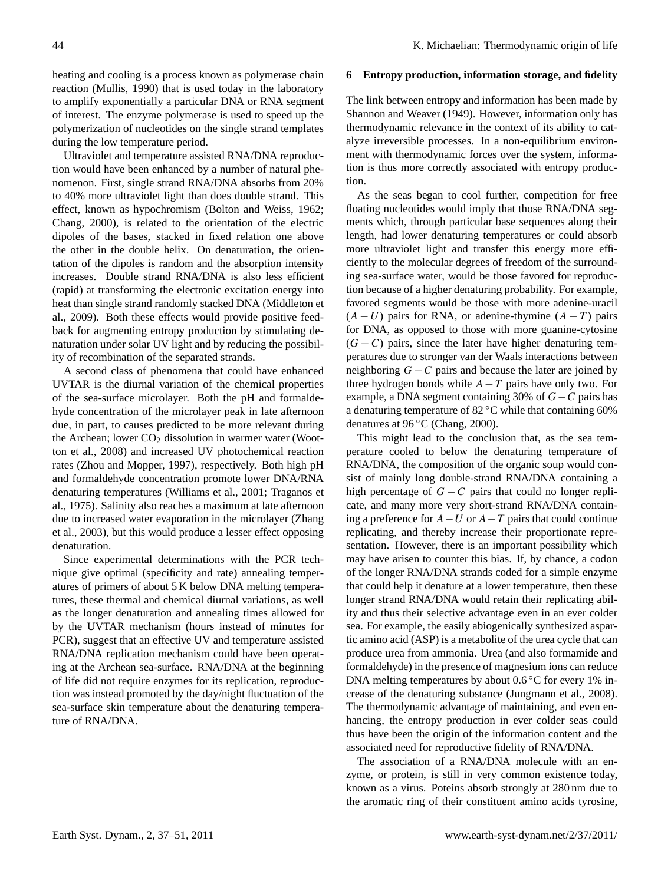heating and cooling is a process known as polymerase chain reaction (Mullis, 1990) that is used today in the laboratory to amplify exponentially a particular DNA or RNA segment of interest. The enzyme polymerase is used to speed up the polymerization of nucleotides on the single strand templates during the low temperature period.

Ultraviolet and temperature assisted RNA/DNA reproduction would have been enhanced by a number of natural phenomenon. First, single strand RNA/DNA absorbs from 20% to 40% more ultraviolet light than does double strand. This effect, known as hypochromism (Bolton and Weiss, 1962; Chang, 2000), is related to the orientation of the electric dipoles of the bases, stacked in fixed relation one above the other in the double helix. On denaturation, the orientation of the dipoles is random and the absorption intensity increases. Double strand RNA/DNA is also less efficient (rapid) at transforming the electronic excitation energy into heat than single strand randomly stacked DNA (Middleton et al., 2009). Both these effects would provide positive feedback for augmenting entropy production by stimulating denaturation under solar UV light and by reducing the possibility of recombination of the separated strands.

A second class of phenomena that could have enhanced UVTAR is the diurnal variation of the chemical properties of the sea-surface microlayer. Both the pH and formaldehyde concentration of the microlayer peak in late afternoon due, in part, to causes predicted to be more relevant during the Archean; lower $CO_2$ dissolution in warmer water (Wootton et al., 2008) and increased UV photochemical reaction rates (Zhou and Mopper, 1997), respectively. Both high pH and formaldehyde concentration promote lower DNA/RNA denaturing temperatures (Williams et al., 2001; Traganos et al., 1975). Salinity also reaches a maximum at late afternoon due to increased water evaporation in the microlayer (Zhang et al., 2003), but this would produce a lesser effect opposing denaturation.

Since experimental determinations with the PCR technique give optimal (specificity and rate) annealing temperatures of primers of about 5 K below DNA melting temperatures, these thermal and chemical diurnal variations, as well as the longer denaturation and annealing times allowed for by the UVTAR mechanism (hours instead of minutes for PCR), suggest that an effective UV and temperature assisted RNA/DNA replication mechanism could have been operating at the Archean sea-surface. RNA/DNA at the beginning of life did not require enzymes for its replication, reproduction was instead promoted by the day/night fluctuation of the sea-surface skin temperature about the denaturing temperature of RNA/DNA.

## 6 Entropy production, information storage, and fidelity

The link between entropy and information has been made by Shannon and Weaver (1949). However, information only has thermodynamic relevance in the context of its ability to catalyze irreversible processes. In a non-equilibrium environment with thermodynamic forces over the system, information is thus more correctly associated with entropy production.

As the seas began to cool further, competition for free floating nucleotides would imply that those RNA/DNA segments which, through particular base sequences along their length, had lower denaturing temperatures or could absorb more ultraviolet light and transfer this energy more efficiently to the molecular degrees of freedom of the surrounding sea-surface water, would be those favored for reproduction because of a higher denaturing probability. For example, favored segments would be those with more adenine-uracil $(A-U)$ pairs for RNA, or adenine-thymine $(A-T)$ pairs for DNA, as opposed to those with more guanine-cytosine $(G-C)$ pairs, since the later have higher denaturing temperatures due to stronger van der Waals interactions between neighboring $G-C$ pairs and because the later are joined by three hydrogen bonds while $A-T$ pairs have only two. For example, a DNA segment containing 30% of $G-C$ pairs has a denaturing temperature of 82 °C while that containing 60% denatures at 96 °C (Chang, 2000).

This might lead to the conclusion that, as the sea temperature cooled to below the denaturing temperature of RNA/DNA, the composition of the organic soup would consist of mainly long double-strand RNA/DNA containing a high percentage of $G-C$ pairs that could no longer replicate, and many more very short-strand RNA/DNA containing a preference for $A-U$ or $A-T$ pairs that could continue replicating, and thereby increase their proportionate representation. However, there is an important possibility which may have arisen to counter this bias. If, by chance, a codon of the longer RNA/DNA strands coded for a simple enzyme that could help it denature at a lower temperature, then these longer strand RNA/DNA would retain their replicating ability and thus their selective advantage even in an ever colder sea. For example, the easily abiogenically synthesized aspartic amino acid (ASP) is a metabolite of the urea cycle that can produce urea from ammonia. Urea (and also formamide and formaldehyde) in the presence of magnesium ions can reduce DNA melting temperatures by about 0.6 °C for every 1% increase of the denaturing substance (Jungmann et al., 2008). The thermodynamic advantage of maintaining, and even enhancing, the entropy production in ever colder seas could thus have been the origin of the information content and the associated need for reproductive fidelity of RNA/DNA.

The association of a RNA/DNA molecule with an enzyme, or protein, is still in very common existence today, known as a virus. Poteins absorb strongly at 280 nm due to the aromatic ring of their constituent amino acids tyrosine,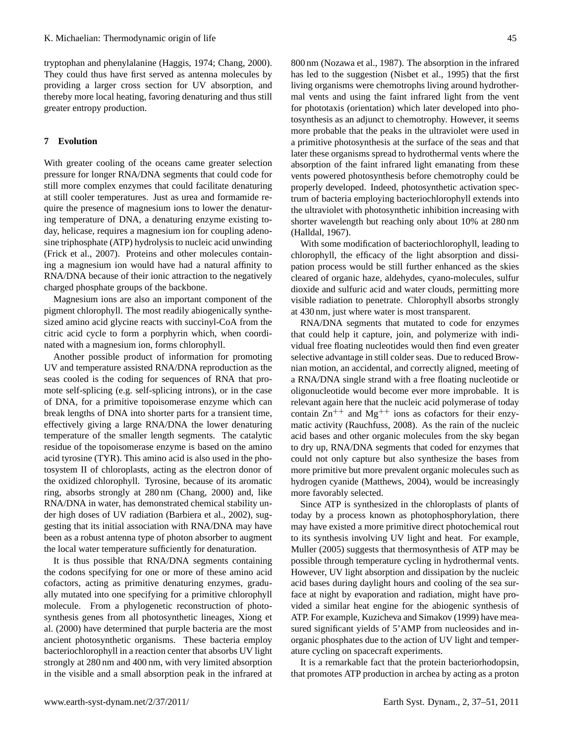tryptophan and phenylalanine (Haggis, 1974; Chang, 2000). They could thus have first served as antenna molecules by providing a larger cross section for UV absorption, and thereby more local heating, favoring denaturing and thus still greater entropy production.

## 7 Evolution

With greater cooling of the oceans came greater selection pressure for longer RNA/DNA segments that could code for still more complex enzymes that could facilitate denaturing at still cooler temperatures. Just as urea and formamide require the presence of magnesium ions to lower the denaturing temperature of DNA, a denaturing enzyme existing today, helicase, requires a magnesium ion for coupling adenosine triphosphate (ATP) hydrolysis to nucleic acid unwinding (Frick et al., 2007). Proteins and other molecules containing a magnesium ion would have had a natural affinity to RNA/DNA because of their ionic attraction to the negatively charged phosphate groups of the backbone.

Magnesium ions are also an important component of the pigment chlorophyll. The most readily abiogenically synthesized amino acid glycine reacts with succinyl-CoA from the citric acid cycle to form a porphyrin which, when coordinated with a magnesium ion, forms chlorophyll.

Another possible product of information for promoting UV and temperature assisted RNA/DNA reproduction as the seas cooled is the coding for sequences of RNA that promote self-splicing (e.g. self-splicing introns), or in the case of DNA, for a primitive topoisomerase enzyme which can break lengths of DNA into shorter parts for a transient time, effectively giving a large RNA/DNA the lower denaturing temperature of the smaller length segments. The catalytic residue of the topoisomerase enzyme is based on the amino acid tyrosine (TYR). This amino acid is also used in the photosystem II of chloroplasts, acting as the electron donor of the oxidized chlorophyll. Tyrosine, because of its aromatic ring, absorbs strongly at 280 nm (Chang, 2000) and, like RNA/DNA in water, has demonstrated chemical stability under high doses of UV radiation (Barbiera et al., 2002), suggesting that its initial association with RNA/DNA may have been as a robust antenna type of photon absorber to augment the local water temperature sufficiently for denaturation.

It is thus possible that RNA/DNA segments containing the codons specifying for one or more of these amino acid cofactors, acting as primitive denaturing enzymes, gradually mutated into one specifying for a primitive chlorophyll molecule. From a phylogenetic reconstruction of photosynthesis genes from all photosynthetic lineages, Xiong et al. (2000) have determined that purple bacteria are the most ancient photosynthetic organisms. These bacteria employ bacteriochlorophyll in a reaction center that absorbs UV light strongly at 280 nm and 400 nm, with very limited absorption in the visible and a small absorption peak in the infrared at 800 nm (Nozawa et al., 1987). The absorption in the infrared has led to the suggestion (Nisbet et al., 1995) that the first living organisms were chemotrophs living around hydrothermal vents and using the faint infrared light from the vent for phototaxis (orientation) which later developed into photosynthesis as an adjunct to chemotrophy. However, it seems more probable that the peaks in the ultraviolet were used in a primitive photosynthesis at the surface of the seas and that later these organisms spread to hydrothermal vents where the absorption of the faint infrared light emanating from these vents powered photosynthesis before chemotrophy could be properly developed. Indeed, photosynthetic activation spectrum of bacteria employing bacteriochlorophyll extends into the ultraviolet with photosynthetic inhibition increasing with shorter wavelength but reaching only about 10% at 280 nm (Halldal, 1967).

With some modification of bacteriochlorophyll, leading to chlorophyll, the efficacy of the light absorption and dissipation process would be still further enhanced as the skies cleared of organic haze, aldehydes, cyano-molecules, sulfur dioxide and sulfuric acid and water clouds, permitting more visible radiation to penetrate. Chlorophyll absorbs strongly at 430 nm, just where water is most transparent.

RNA/DNA segments that mutated to code for enzymes that could help it capture, join, and polymerize with individual free floating nucleotides would then find even greater selective advantage in still colder seas. Due to reduced Brownian motion, an accidental, and correctly aligned, meeting of a RNA/DNA single strand with a free floating nucleotide or oligonucleotide would become ever more improbable. It is relevant again here that the nucleic acid polymerase of today contain $Zn^{++}$ and $Mg^{++}$ ions as cofactors for their enzymatic activity (Rauchfuss, 2008). As the rain of the nucleic acid bases and other organic molecules from the sky began to dry up, RNA/DNA segments that coded for enzymes that could not only capture but also synthesize the bases from more primitive but more prevalent organic molecules such as hydrogen cyanide (Matthews, 2004), would be increasingly more favorably selected.

Since ATP is synthesized in the chloroplasts of plants of today by a process known as photophosphorylation, there may have existed a more primitive direct photochemical rout to its synthesis involving UV light and heat. For example, Muller (2005) suggests that thermosynthesis of ATP may be possible through temperature cycling in hydrothermal vents. However, UV light absorption and dissipation by the nucleic acid bases during daylight hours and cooling of the sea surface at night by evaporation and radiation, might have provided a similar heat engine for the abiogenic synthesis of ATP. For example, Kuzicheva and Simakov (1999) have measured significant yields of 5'AMP from nucleosides and inorganic phosphates due to the action of UV light and temperature cycling on spacecraft experiments.

It is a remarkable fact that the protein bacteriorhodopsin, that promotes ATP production in archea by acting as a proton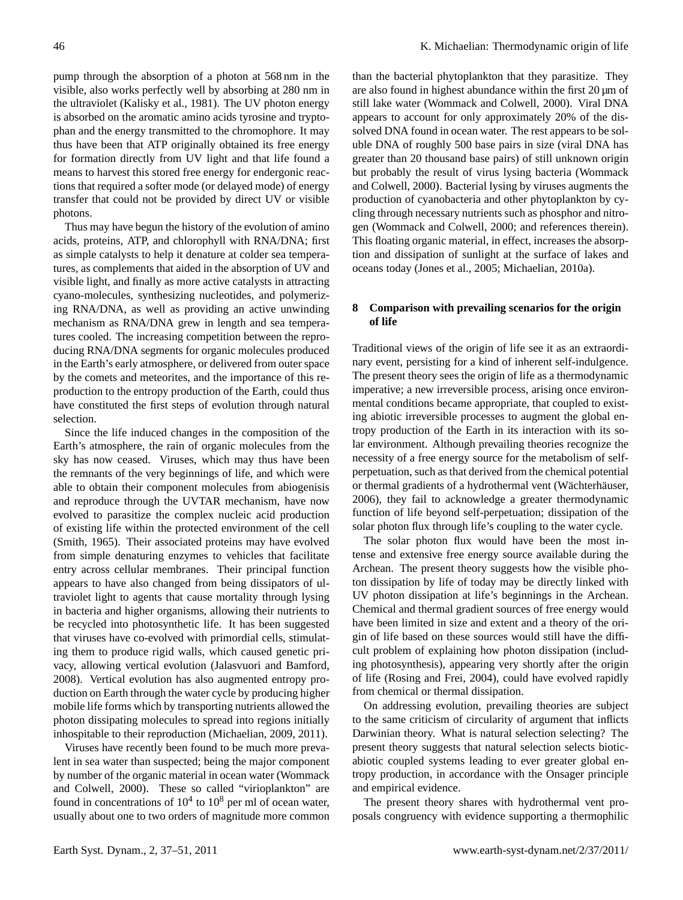pump through the absorption of a photon at 568 nm in the visible, also works perfectly well by absorbing at 280 nm in the ultraviolet (Kalisky et al., 1981). The UV photon energy is absorbed on the aromatic amino acids tyrosine and tryptophan and the energy transmitted to the chromophore. It may thus have been that ATP originally obtained its free energy for formation directly from UV light and that life found a means to harvest this stored free energy for endergonic reactions that required a softer mode (or delayed mode) of energy transfer that could not be provided by direct UV or visible photons.

Thus may have begun the history of the evolution of amino acids, proteins, ATP, and chlorophyll with RNA/DNA; first as simple catalysts to help it denature at colder sea temperatures, as complements that aided in the absorption of UV and visible light, and finally as more active catalysts in attracting cyano-molecules, synthesizing nucleotides, and polymerizing RNA/DNA, as well as providing an active unwinding mechanism as RNA/DNA grew in length and sea temperatures cooled. The increasing competition between the reproducing RNA/DNA segments for organic molecules produced in the Earth's early atmosphere, or delivered from outer space by the comets and meteorites, and the importance of this reproduction to the entropy production of the Earth, could thus have constituted the first steps of evolution through natural selection.

Since the life induced changes in the composition of the Earth's atmosphere, the rain of organic molecules from the sky has now ceased. Viruses, which may thus have been the remnants of the very beginnings of life, and which were able to obtain their component molecules from abiogenisis and reproduce through the UVTAR mechanism, have now evolved to parasitize the complex nucleic acid production of existing life within the protected environment of the cell (Smith, 1965). Their associated proteins may have evolved from simple denaturing enzymes to vehicles that facilitate entry across cellular membranes. Their principal function appears to have also changed from being dissipators of ultraviolet light to agents that cause mortality through lysing in bacteria and higher organisms, allowing their nutrients to be recycled into photosynthetic life. It has been suggested that viruses have co-evolved with primordial cells, stimulating them to produce rigid walls, which caused genetic privacy, allowing vertical evolution (Jalasvuori and Bamford, 2008). Vertical evolution has also augmented entropy production on Earth through the water cycle by producing higher mobile life forms which by transporting nutrients allowed the photon dissipating molecules to spread into regions initially inhospitable to their reproduction (Michaelian, 2009, 2011).

Viruses have recently been found to be much more prevalent in sea water than suspected; being the major component by number of the organic material in ocean water (Wommack and Colwell, 2000). These so called "virioplankton" are found in concentrations of $10^4$ to $10^8$ per ml of ocean water, usually about one to two orders of magnitude more common than the bacterial phytoplankton that they parasitize. They are also found in highest abundance within the first 20 μm of still lake water (Wommack and Colwell, 2000). Viral DNA appears to account for only approximately 20% of the dissolved DNA found in ocean water. The rest appears to be soluble DNA of roughly 500 base pairs in size (viral DNA has greater than 20 thousand base pairs) of still unknown origin but probably the result of virus lysing bacteria (Wommack and Colwell, 2000). Bacterial lysing by viruses augments the production of cyanobacteria and other phytoplankton by cycling through necessary nutrients such as phosphor and nitrogen (Wommack and Colwell, 2000; and references therein). This floating organic material, in effect, increases the absorption and dissipation of sunlight at the surface of lakes and oceans today (Jones et al., 2005; Michaelian, 2010a).

## 8 Comparison with prevailing scenarios for the origin of life

Traditional views of the origin of life see it as an extraordinary event, persisting for a kind of inherent self-indulgence. The present theory sees the origin of life as a thermodynamic imperative; a new irreversible process, arising once environmental conditions became appropriate, that coupled to existing abiotic irreversible processes to augment the global entropy production of the Earth in its interaction with its solar environment. Although prevailing theories recognize the necessity of a free energy source for the metabolism of self-perpetuation, such as that derived from the chemical potential or thermal gradients of a hydrothermal vent (Wächterhäuser, 2006), they fail to acknowledge a greater thermodynamic function of life beyond self-perpetuation; dissipation of the solar photon flux through life's coupling to the water cycle.

The solar photon flux would have been the most intense and extensive free energy source available during the Archean. The present theory suggests how the visible photon dissipation by life of today may be directly linked with UV photon dissipation at life's beginnings in the Archean. Chemical and thermal gradient sources of free energy would have been limited in size and extent and a theory of the origin of life based on these sources would still have the difficult problem of explaining how photon dissipation (including photosynthesis), appearing very shortly after the origin of life (Rosing and Frei, 2004), could have evolved rapidly from chemical or thermal dissipation.

On addressing evolution, prevailing theories are subject to the same criticism of circularity of argument that inflicts Darwinian theory. What is natural selection selecting? The present theory suggests that natural selection selects biotic-abiotic coupled systems leading to ever greater global entropy production, in accordance with the Onsager principle and empirical evidence.

The present theory shares with hydrothermal vent proposals congruency with evidence supporting a thermophilic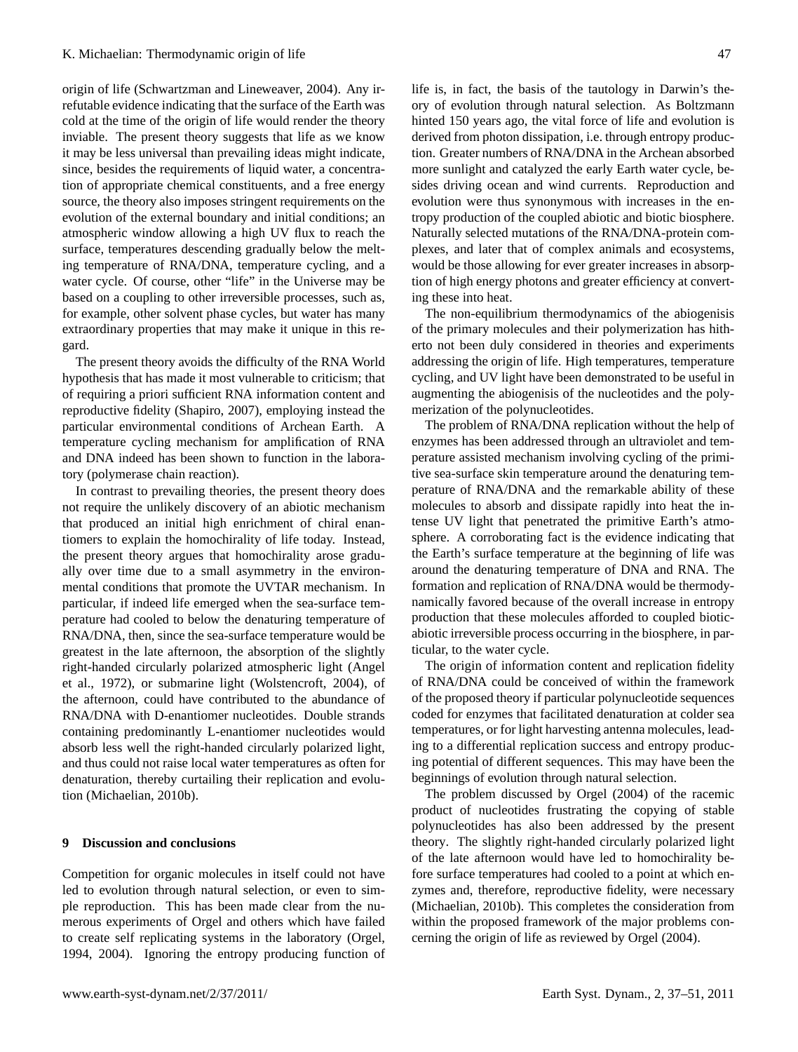origin of life (Schwartzman and Lineweaver, 2004). Any irrefutable evidence indicating that the surface of the Earth was cold at the time of the origin of life would render the theory inviable. The present theory suggests that life as we know it may be less universal than prevailing ideas might indicate, since, besides the requirements of liquid water, a concentration of appropriate chemical constituents, and a free energy source, the theory also imposes stringent requirements on the evolution of the external boundary and initial conditions; an atmospheric window allowing a high UV flux to reach the surface, temperatures descending gradually below the melting temperature of RNA/DNA, temperature cycling, and a water cycle. Of course, other "life" in the Universe may be based on a coupling to other irreversible processes, such as, for example, other solvent phase cycles, but water has many extraordinary properties that may make it unique in this regard.

The present theory avoids the difficulty of the RNA World hypothesis that has made it most vulnerable to criticism; that of requiring a priori sufficient RNA information content and reproductive fidelity (Shapiro, 2007), employing instead the particular environmental conditions of Archean Earth. A temperature cycling mechanism for amplification of RNA and DNA indeed has been shown to function in the laboratory (polymerase chain reaction).

In contrast to prevailing theories, the present theory does not require the unlikely discovery of an abiotic mechanism that produced an initial high enrichment of chiral enantiomers to explain the homochirality of life today. Instead, the present theory argues that homochirality arose gradually over time due to a small asymmetry in the environmental conditions that promote the UVTAR mechanism. In particular, if indeed life emerged when the sea-surface temperature had cooled to below the denaturing temperature of RNA/DNA, then, since the sea-surface temperature would be greatest in the late afternoon, the absorption of the slightly right-handed circularly polarized atmospheric light (Angel et al., 1972), or submarine light (Wolstencroft, 2004), of the afternoon, could have contributed to the abundance of RNA/DNA with D-enantiomer nucleotides. Double strands containing predominantly L-enantiomer nucleotides would absorb less well the right-handed circularly polarized light, and thus could not raise local water temperatures as often for denaturation, thereby curtailing their replication and evolution (Michaelian, 2010b).

## 9 Discussion and conclusions

Competition for organic molecules in itself could not have led to evolution through natural selection, or even to simple reproduction. This has been made clear from the numerous experiments of Orgel and others which have failed to create self replicating systems in the laboratory (Orgel, 1994, 2004). Ignoring the entropy producing function of life is, in fact, the basis of the tautology in Darwin's theory of evolution through natural selection. As Boltzmann hinted 150 years ago, the vital force of life and evolution is derived from photon dissipation, i.e. through entropy production. Greater numbers of RNA/DNA in the Archean absorbed more sunlight and catalyzed the early Earth water cycle, besides driving ocean and wind currents. Reproduction and evolution were thus synonymous with increases in the entropy production of the coupled abiotic and biotic biosphere. Naturally selected mutations of the RNA/DNA-protein complexes, and later that of complex animals and ecosystems, would be those allowing for ever greater increases in absorption of high energy photons and greater efficiency at converting these into heat.

The non-equilibrium thermodynamics of the abiogenisis of the primary molecules and their polymerization has hitherto not been duly considered in theories and experiments addressing the origin of life. High temperatures, temperature cycling, and UV light have been demonstrated to be useful in augmenting the abiogenisis of the nucleotides and the polymerization of the polynucleotides.

The problem of RNA/DNA replication without the help of enzymes has been addressed through an ultraviolet and temperature assisted mechanism involving cycling of the primitive sea-surface skin temperature around the denaturing temperature of RNA/DNA and the remarkable ability of these molecules to absorb and dissipate rapidly into heat the intense UV light that penetrated the primitive Earth's atmosphere. A corroborating fact is the evidence indicating that the Earth's surface temperature at the beginning of life was around the denaturing temperature of DNA and RNA. The formation and replication of RNA/DNA would be thermodynamically favored because of the overall increase in entropy production that these molecules afforded to coupled biotic-abiotic irreversible process occurring in the biosphere, in particular, to the water cycle.

The origin of information content and replication fidelity of RNA/DNA could be conceived of within the framework of the proposed theory if particular polynucleotide sequences coded for enzymes that facilitated denaturation at colder sea temperatures, or for light harvesting antenna molecules, leading to a differential replication success and entropy producing potential of different sequences. This may have been the beginnings of evolution through natural selection.

The problem discussed by Orgel (2004) of the racemic product of nucleotides frustrating the copying of stable polynucleotides has also been addressed by the present theory. The slightly right-handed circularly polarized light of the late afternoon would have led to homochirality before surface temperatures had cooled to a point at which enzymes and, therefore, reproductive fidelity, were necessary (Michaelian, 2010b). This completes the consideration from within the proposed framework of the major problems concerning the origin of life as reviewed by Orgel (2004).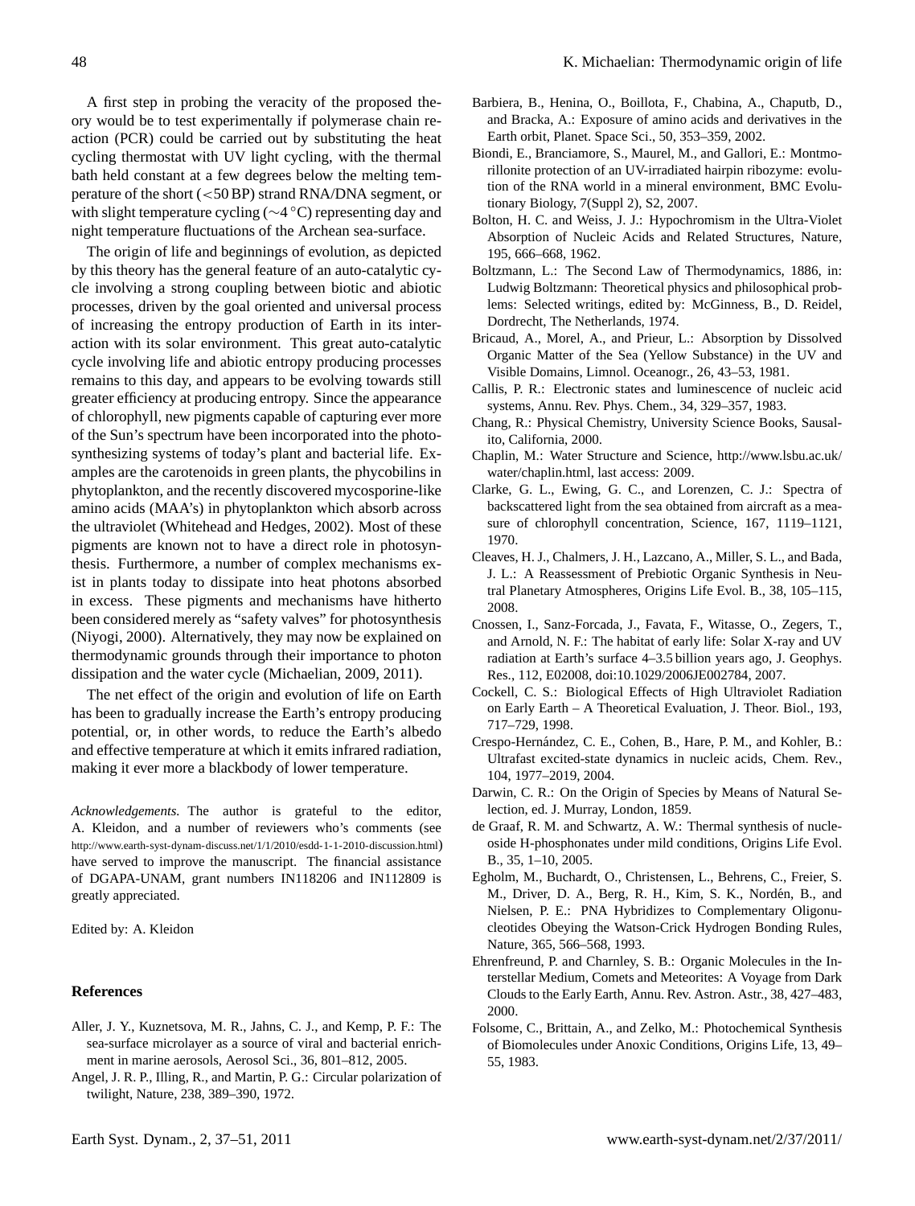A first step in probing the veracity of the proposed theory would be to test experimentally if polymerase chain reaction (PCR) could be carried out by substituting the heat cycling thermostat with UV light cycling, with the thermal bath held constant at a few degrees below the melting temperature of the short ($<$50 BP) strand RNA/DNA segment, or with slight temperature cycling ($\sim$4 °C) representing day and night temperature fluctuations of the Archean sea-surface.

The origin of life and beginnings of evolution, as depicted by this theory has the general feature of an auto-catalytic cycle involving a strong coupling between biotic and abiotic processes, driven by the goal oriented and universal process of increasing the entropy production of Earth in its interaction with its solar environment. This great auto-catalytic cycle involving life and abiotic entropy producing processes remains to this day, and appears to be evolving towards still greater efficiency at producing entropy. Since the appearance of chlorophyll, new pigments capable of capturing ever more of the Sun's spectrum have been incorporated into the photosynthesizing systems of today's plant and bacterial life. Examples are the carotenoids in green plants, the phycobilins in phytoplankton, and the recently discovered mycosporine-like amino acids (MAA's) in phytoplankton which absorb across the ultraviolet (Whitehead and Hedges, 2002). Most of these pigments are known not to have a direct role in photosynthesis. Furthermore, a number of complex mechanisms exist in plants today to dissipate into heat photons absorbed in excess. These pigments and mechanisms have hitherto been considered merely as "safety valves" for photosynthesis (Niyogi, 2000). Alternatively, they may now be explained on thermodynamic grounds through their importance to photon dissipation and the water cycle (Michaelian, 2009, 2011).

The net effect of the origin and evolution of life on Earth has been to gradually increase the Earth's entropy producing potential, or, in other words, to reduce the Earth's albedo and effective temperature at which it emits infrared radiation, making it ever more a blackbody of lower temperature.

*Acknowledgements.* The author is grateful to the editor, A. Kleidon, and a number of reviewers who's comments (see http://www.earth-syst-dynam-discuss.net/1/1/2010/esdd-1-1-2010-discussion.html) have served to improve the manuscript. The financial assistance of DGAPA-UNAM, grant numbers IN118206 and IN112809 is greatly appreciated.

Edited by: A. Kleidon

## References

Aller, J. Y., Kuznetsova, M. R., Jahns, C. J., and Kemp, P. F.: The sea-surface microlayer as a source of viral and bacterial enrichment in marine aerosols, Aerosol Sci., 36, 801–812, 2005.

Angel, J. R. P., Illing, R., and Martin, P. G.: Circular polarization of twilight, Nature, 238, 389–390, 1972.

Barbiera, B., Henina, O., Boillota, F., Chabina, A., Chaputb, D., and Bracka, A.: Exposure of amino acids and derivatives in the Earth orbit, Planet. Space Sci., 50, 353–359, 2002.

Biondi, E., Branciamore, S., Maurel, M., and Gallori, E.: Montmorillonite protection of an UV-irradiated hairpin ribozyme: evolution of the RNA world in a mineral environment, BMC Evolutionary Biology, 7(Suppl 2), S2, 2007.

Bolton, H. C. and Weiss, J. J.: Hypochromism in the Ultra-Violet Absorption of Nucleic Acids and Related Structures, Nature, 195, 666–668, 1962.

Boltzmann, L.: The Second Law of Thermodynamics, 1886, in: Ludwig Boltzmann: Theoretical physics and philosophical problems: Selected writings, edited by: McGinness, B., D. Reidel, Dordrecht, The Netherlands, 1974.

Bricaud, A., Morel, A., and Prieur, L.: Absorption by Dissolved Organic Matter of the Sea (Yellow Substance) in the UV and Visible Domains, Limnol. Oceanogr., 26, 43–53, 1981.

Callis, P. R.: Electronic states and luminescence of nucleic acid systems, Annu. Rev. Phys. Chem., 34, 329–357, 1983.

Chang, R.: Physical Chemistry, University Science Books, Sausalito, California, 2000.

Chaplin, M.: Water Structure and Science, http://www.lsbu.ac.uk/water/chaplin.html, last access: 2009.

Clarke, G. L., Ewing, G. C., and Lorenzen, C. J.: Spectra of backscattered light from the sea obtained from aircraft as a measure of chlorophyll concentration, Science, 167, 1119–1121, 1970.

Cleaves, H. J., Chalmers, J. H., Lazcano, A., Miller, S. L., and Bada, J. L.: A Reassessment of Prebiotic Organic Synthesis in Neutral Planetary Atmospheres, Origins Life Evol. B., 38, 105–115, 2008.

Cnossen, I., Sanz-Forcada, J., Favata, F., Witasse, O., Zegers, T., and Arnold, N. F.: The habitat of early life: Solar X-ray and UV radiation at Earth's surface 4–3.5 billion years ago, J. Geophys. Res., 112, E02008, doi:10.1029/2006JE002784, 2007.

Cockell, C. S.: Biological Effects of High Ultraviolet Radiation on Early Earth – A Theoretical Evaluation, J. Theor. Biol., 193, 717–729, 1998.

Crespo-Hernández, C. E., Cohen, B., Hare, P. M., and Kohler, B.: Ultrafast excited-state dynamics in nucleic acids, Chem. Rev., 104, 1977–2019, 2004.

Darwin, C. R.: On the Origin of Species by Means of Natural Selection, ed. J. Murray, London, 1859.

de Graaf, R. M. and Schwartz, A. W.: Thermal synthesis of nucleoside H-phosphonates under mild conditions, Origins Life Evol. B., 35, 1–10, 2005.

Egholm, M., Buchardt, O., Christensen, L., Behrens, C., Freier, S. M., Driver, D. A., Berg, R. H., Kim, S. K., Nordén, B., and Nielsen, P. E.: PNA Hybridizes to Complementary Oligonucleotides Obeying the Watson-Crick Hydrogen Bonding Rules, Nature, 365, 566–568, 1993.

Ehrenfreund, P. and Charnley, S. B.: Organic Molecules in the Interstellar Medium, Comets and Meteorites: A Voyage from Dark Clouds to the Early Earth, Annu. Rev. Astron. Astr., 38, 427–483, 2000.

Folsome, C., Brittain, A., and Zelko, M.: Photochemical Synthesis of Biomolecules under Anoxic Conditions, Origins Life, 13, 49–55, 1983.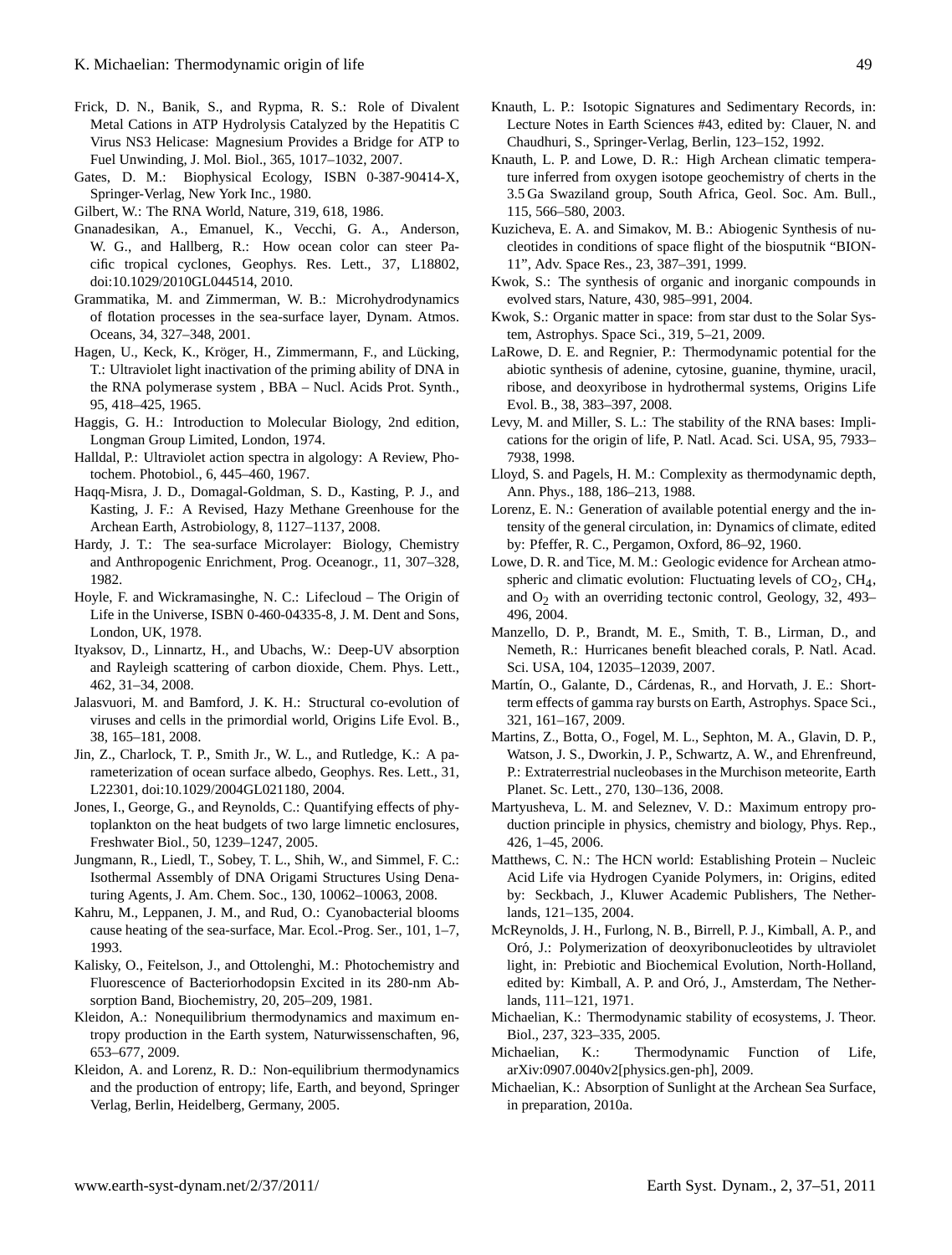Frick, D. N., Banik, S., and Rypma, R. S.: Role of Divalent Metal Cations in ATP Hydrolysis Catalyzed by the Hepatitis C Virus NS3 Helicase: Magnesium Provides a Bridge for ATP to Fuel Unwinding, J. Mol. Biol., 365, 1017–1032, 2007.

Gates, D. M.: Biophysical Ecology, ISBN 0-387-90414-X, Springer-Verlag, New York Inc., 1980.

Gilbert, W.: The RNA World, Nature, 319, 618, 1986.

Gnanadesikan, A., Emanuel, K., Vecchi, G. A., Anderson, W. G., and Hallberg, R.: How ocean color can steer Pacific tropical cyclones, Geophys. Res. Lett., 37, L18802, doi:10.1029/2010GL044514, 2010.

Grammatika, M. and Zimmerman, W. B.: Microhydrodynamics of flotation processes in the sea-surface layer, Dynam. Atmos. Oceans, 34, 327–348, 2001.

Hagen, U., Keck, K., Kröger, H., Zimmermann, F., and Lücking, T.: Ultraviolet light inactivation of the priming ability of DNA in the RNA polymerase system , BBA – Nucl. Acids Prot. Synth., 95, 418–425, 1965.

Haggis, G. H.: Introduction to Molecular Biology, 2nd edition, Longman Group Limited, London, 1974.

Halldal, P.: Ultraviolet action spectra in algology: A Review, Photochem. Photobiol., 6, 445–460, 1967.

Haqq-Misra, J. D., Domagal-Goldman, S. D., Kasting, P. J., and Kasting, J. F.: A Revised, Hazy Methane Greenhouse for the Archean Earth, Astrobiology, 8, 1127–1137, 2008.

Hardy, J. T.: The sea-surface Microlayer: Biology, Chemistry and Anthropogenic Enrichment, Prog. Oceanogr., 11, 307–328, 1982.

Hoyle, F. and Wickramasinghe, N. C.: Lifecloud – The Origin of Life in the Universe, ISBN 0-460-04335-8, J. M. Dent and Sons, London, UK, 1978.

Ityaksov, D., Linnartz, H., and Ubachs, W.: Deep-UV absorption and Rayleigh scattering of carbon dioxide, Chem. Phys. Lett., 462, 31–34, 2008.

Jalasvuori, M. and Bamford, J. K. H.: Structural co-evolution of viruses and cells in the primordial world, Origins Life Evol. B., 38, 165–181, 2008.

Jin, Z., Charlock, T. P., Smith Jr., W. L., and Rutledge, K.: A parameterization of ocean surface albedo, Geophys. Res. Lett., 31, L22301, doi:10.1029/2004GL021180, 2004.

Jones, I., George, G., and Reynolds, C.: Quantifying effects of phytoplankton on the heat budgets of two large limnetic enclosures, Freshwater Biol., 50, 1239–1247, 2005.

Jungmann, R., Liedl, T., Sobey, T. L., Shih, W., and Simmel, F. C.: Isothermal Assembly of DNA Origami Structures Using Denaturing Agents, J. Am. Chem. Soc., 130, 10062–10063, 2008.

Kahru, M., Leppanen, J. M., and Rud, O.: Cyanobacterial blooms cause heating of the sea-surface, Mar. Ecol.-Prog. Ser., 101, 1–7, 1993.

Kalisky, O., Feitelson, J., and Ottolenghi, M.: Photochemistry and Fluorescence of Bacteriorhodopsin Excited in its 280-nm Absorption Band, Biochemistry, 20, 205–209, 1981.

Kleidon, A.: Nonequilibrium thermodynamics and maximum entropy production in the Earth system, Naturwissenschaften, 96, 653–677, 2009.

Kleidon, A. and Lorenz, R. D.: Non-equilibrium thermodynamics and the production of entropy; life, Earth, and beyond, Springer Verlag, Berlin, Heidelberg, Germany, 2005.

Knauth, L. P.: Isotopic Signatures and Sedimentary Records, in: Lecture Notes in Earth Sciences #43, edited by: Clauer, N. and Chaudhuri, S., Springer-Verlag, Berlin, 123–152, 1992.

Knauth, L. P. and Lowe, D. R.: High Archean climatic temperature inferred from oxygen isotope geochemistry of cherts in the 3.5 Ga Swaziland group, South Africa, Geol. Soc. Am. Bull., 115, 566–580, 2003.

Kuzicheva, E. A. and Simakov, M. B.: Abiogenic Synthesis of nucleotides in conditions of space flight of the biosputnik "BION-11", Adv. Space Res., 23, 387–391, 1999.

Kwok, S.: The synthesis of organic and inorganic compounds in evolved stars, Nature, 430, 985–991, 2004.

Kwok, S.: Organic matter in space: from star dust to the Solar System, Astrophys. Space Sci., 319, 5–21, 2009.

LaRowe, D. E. and Regnier, P.: Thermodynamic potential for the abiotic synthesis of adenine, cytosine, guanine, thymine, uracil, ribose, and deoxyribose in hydrothermal systems, Origins Life Evol. B., 38, 383–397, 2008.

Levy, M. and Miller, S. L.: The stability of the RNA bases: Implications for the origin of life, P. Natl. Acad. Sci. USA, 95, 7933–7938, 1998.

Lloyd, S. and Pagels, H. M.: Complexity as thermodynamic depth, Ann. Phys., 188, 186–213, 1988.

Lorenz, E. N.: Generation of available potential energy and the intensity of the general circulation, in: Dynamics of climate, edited by: Pfeffer, R. C., Pergamon, Oxford, 86–92, 1960.

Lowe, D. R. and Tice, M. M.: Geologic evidence for Archean atmospheric and climatic evolution: Fluctuating levels of $CO_2$, $CH_4$, and $O_2$ with an overriding tectonic control, Geology, 32, 493–496, 2004.

Manzello, D. P., Brandt, M. E., Smith, T. B., Lirman, D., and Nemeth, R.: Hurricanes benefit bleached corals, P. Natl. Acad. Sci. USA, 104, 12035–12039, 2007.

Martín, O., Galante, D., Cárdenas, R., and Horvath, J. E.: Short-term effects of gamma ray bursts on Earth, Astrophys. Space Sci., 321, 161–167, 2009.

Martins, Z., Botta, O., Fogel, M. L., Sephton, M. A., Glavin, D. P., Watson, J. S., Dworkin, J. P., Schwartz, A. W., and Ehrenfreund, P.: Extraterrestrial nucleobases in the Murchison meteorite, Earth Planet. Sc. Lett., 270, 130–136, 2008.

Martyusheva, L. M. and Seleznev, V. D.: Maximum entropy production principle in physics, chemistry and biology, Phys. Rep., 426, 1–45, 2006.

Matthews, C. N.: The HCN world: Establishing Protein – Nucleic Acid Life via Hydrogen Cyanide Polymers, in: Origins, edited by: Seckbach, J., Kluwer Academic Publishers, The Netherlands, 121–135, 2004.

McReynolds, J. H., Furlong, N. B., Birrell, P. J., Kimball, A. P., and Oró, J.: Polymerization of deoxyribonucleotides by ultraviolet light, in: Prebiotic and Biochemical Evolution, North-Holland, edited by: Kimball, A. P. and Oró, J., Amsterdam, The Netherlands, 111–121, 1971.

Michaelian, K.: Thermodynamic stability of ecosystems, J. Theor. Biol., 237, 323–335, 2005.

Michaelian, K.: Thermodynamic Function of Life, arXiv:0907.0040v2[physics.gen-ph], 2009.

Michaelian, K.: Absorption of Sunlight at the Archean Sea Surface, in preparation, 2010a.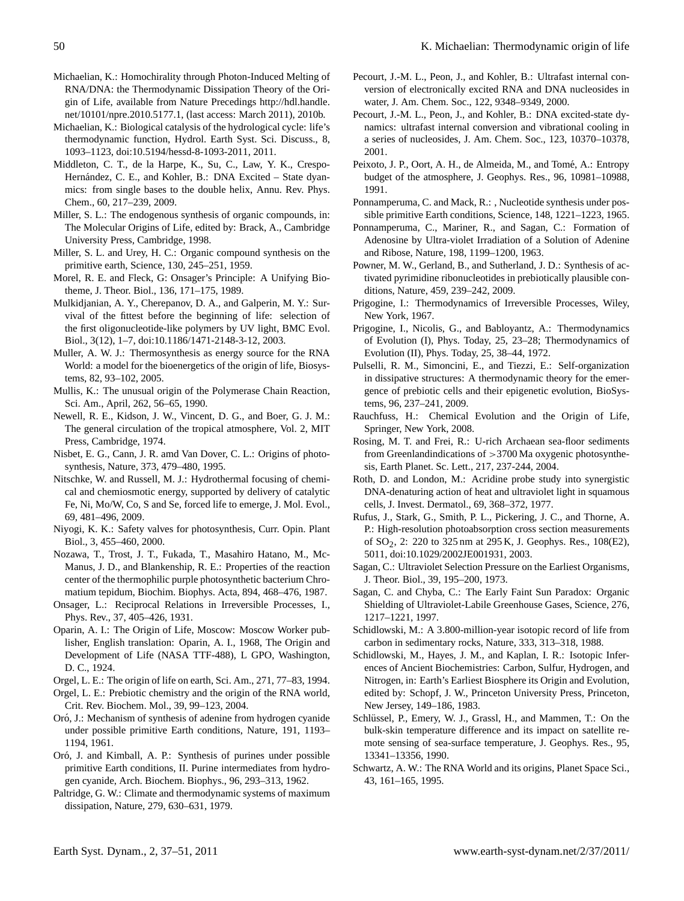Michaelian, K.: Homochirality through Photon-Induced Melting of RNA/DNA: the Thermodynamic Dissipation Theory of the Origin of Life, available from Nature Precedings http://hdl.handle.net/10101/npre.2010.5177.1, (last access: March 2011), 2010b.

Michaelian, K.: Biological catalysis of the hydrological cycle: life's thermodynamic function, Hydrol. Earth Syst. Sci. Discuss., 8, 1093–1123, doi:10.5194/hessd-8-1093-2011, 2011.

Middleton, C. T., de la Harpe, K., Su, C., Law, Y. K., Crespo-Hernández, C. E., and Kohler, B.: DNA Excited – State dynamics: from single bases to the double helix, Annu. Rev. Phys. Chem., 60, 217–239, 2009.

Miller, S. L.: The endogenous synthesis of organic compounds, in: The Molecular Origins of Life, edited by: Brack, A., Cambridge University Press, Cambridge, 1998.

Miller, S. L. and Urey, H. C.: Organic compound synthesis on the primitive earth, Science, 130, 245–251, 1959.

Morel, R. E. and Fleck, G: Onsager's Principle: A Unifying Biotheme, J. Theor. Biol., 136, 171–175, 1989.

Mulkidjanian, A. Y., Cherepanov, D. A., and Galperin, M. Y.: Survival of the fittest before the beginning of life: selection of the first oligonucleotide-like polymers by UV light, BMC Evol. Biol., 3(12), 1–7, doi:10.1186/1471-2148-3-12, 2003.

Muller, A. W. J.: Thermosynthesis as energy source for the RNA World: a model for the bioenergetics of the origin of life, Biosystems, 82, 93–102, 2005.

Mullis, K.: The unusual origin of the Polymerase Chain Reaction, Sci. Am., April, 262, 56–65, 1990.

Newell, R. E., Kidson, J. W., Vincent, D. G., and Boer, G. J. M.: The general circulation of the tropical atmosphere, Vol. 2, MIT Press, Cambridge, 1974.

Nisbet, E. G., Cann, J. R. amd Van Dover, C. L.: Origins of photosynthesis, Nature, 373, 479–480, 1995.

Nitschke, W. and Russell, M. J.: Hydrothermal focusing of chemical and chemiosmotic energy, supported by delivery of catalytic Fe, Ni, Mo/W, Co, S and Se, forced life to emerge, J. Mol. Evol., 69, 481–496, 2009.

Niyogi, K. K.: Safety valves for photosynthesis, Curr. Opin. Plant Biol., 3, 455–460, 2000.

Nozawa, T., Trost, J. T., Fukada, T., Masahiro Hatano, M., McManus, J. D., and Blankenship, R. E.: Properties of the reaction center of the thermophilic purple photosynthetic bacterium Chromatium tepidum, Biochim. Biophys. Acta, 894, 468–476, 1987.

Onsager, L.: Reciprocal Relations in Irreversible Processes, I., Phys. Rev., 37, 405–426, 1931.

Oparin, A. I.: The Origin of Life, Moscow: Moscow Worker publisher, English translation: Oparin, A. I., 1968, The Origin and Development of Life (NASA TTF-488), L GPO, Washington, D. C., 1924.

Orgel, L. E.: The origin of life on earth, Sci. Am., 271, 77–83, 1994.

Orgel, L. E.: Prebiotic chemistry and the origin of the RNA world, Crit. Rev. Biochem. Mol., 39, 99–123, 2004.

Oró, J.: Mechanism of synthesis of adenine from hydrogen cyanide under possible primitive Earth conditions, Nature, 191, 1193–1194, 1961.

Oró, J. and Kimball, A. P.: Synthesis of purines under possible primitive Earth conditions, II. Purine intermediates from hydrogen cyanide, Arch. Biochem. Biophys., 96, 293–313, 1962.

Paltridge, G. W.: Climate and thermodynamic systems of maximum dissipation, Nature, 279, 630–631, 1979.

Pecourt, J.-M. L., Peon, J., and Kohler, B.: Ultrafast internal conversion of electronically excited RNA and DNA nucleosides in water, J. Am. Chem. Soc., 122, 9348–9349, 2000.

Pecourt, J.-M. L., Peon, J., and Kohler, B.: DNA excited-state dynamics: ultrafast internal conversion and vibrational cooling in a series of nucleosides, J. Am. Chem. Soc., 123, 10370–10378, 2001.

Peixoto, J. P., Oort, A. H., de Almeida, M., and Tomé, A.: Entropy budget of the atmosphere, J. Geophys. Res., 96, 10981–10988, 1991.

Ponnamperuma, C. and Mack, R.: , Nucleotide synthesis under possible primitive Earth conditions, Science, 148, 1221–1223, 1965.

Ponnamperuma, C., Mariner, R., and Sagan, C.: Formation of Adenosine by Ultra-violet Irradiation of a Solution of Adenine and Ribose, Nature, 198, 1199–1200, 1963.

Powner, M. W., Gerland, B., and Sutherland, J. D.: Synthesis of activated pyrimidine ribonucleotides in prebiotically plausible conditions, Nature, 459, 239–242, 2009.

Prigogine, I.: Thermodynamics of Irreversible Processes, Wiley, New York, 1967.

Prigogine, I., Nicolis, G., and Babloyantz, A.: Thermodynamics of Evolution (I), Phys. Today, 25, 23–28; Thermodynamics of Evolution (II), Phys. Today, 25, 38–44, 1972.

Pulselli, R. M., Simoncini, E., and Tiezzi, E.: Self-organization in dissipative structures: A thermodynamic theory for the emergence of prebiotic cells and their epigenetic evolution, BioSystems, 96, 237–241, 2009.

Rauchfuss, H.: Chemical Evolution and the Origin of Life, Springer, New York, 2008.

Rosing, M. T. and Frei, R.: U-rich Archaean sea-floor sediments from Greenlandindications of >3700 Ma oxygenic photosynthesis, Earth Planet. Sc. Lett., 217, 237-244, 2004.

Roth, D. and London, M.: Acridine probe study into synergistic DNA-denaturing action of heat and ultraviolet light in squamous cells, J. Invest. Dermatol., 69, 368–372, 1977.

Rufus, J., Stark, G., Smith, P. L., Pickering, J. C., and Thorne, A. P.: High-resolution photoabsorption cross section measurements of $SO_2$, 2: 220 to 325 nm at 295 K, J. Geophys. Res., 108(E2), 5011, doi:10.1029/2002JE001931, 2003.

Sagan, C.: Ultraviolet Selection Pressure on the Earliest Organisms, J. Theor. Biol., 39, 195–200, 1973.

Sagan, C. and Chyba, C.: The Early Faint Sun Paradox: Organic Shielding of Ultraviolet-Labile Greenhouse Gases, Science, 276, 1217–1221, 1997.

Schidlowski, M.: A 3.800-million-year isotopic record of life from carbon in sedimentary rocks, Nature, 333, 313–318, 1988.

Schidlowski, M., Hayes, J. M., and Kaplan, I. R.: Isotopic Inferences of Ancient Biochemistries: Carbon, Sulfur, Hydrogen, and Nitrogen, in: Earth's Earliest Biosphere its Origin and Evolution, edited by: Schopf, J. W., Princeton University Press, Princeton, New Jersey, 149–186, 1983.

Schlüssel, P., Emery, W. J., Grassl, H., and Mammen, T.: On the bulk-skin temperature difference and its impact on satellite remote sensing of sea-surface temperature, J. Geophys. Res., 95, 13341–13356, 1990.

Schwartz, A. W.: The RNA World and its origins, Planet Space Sci., 43, 161–165, 1995.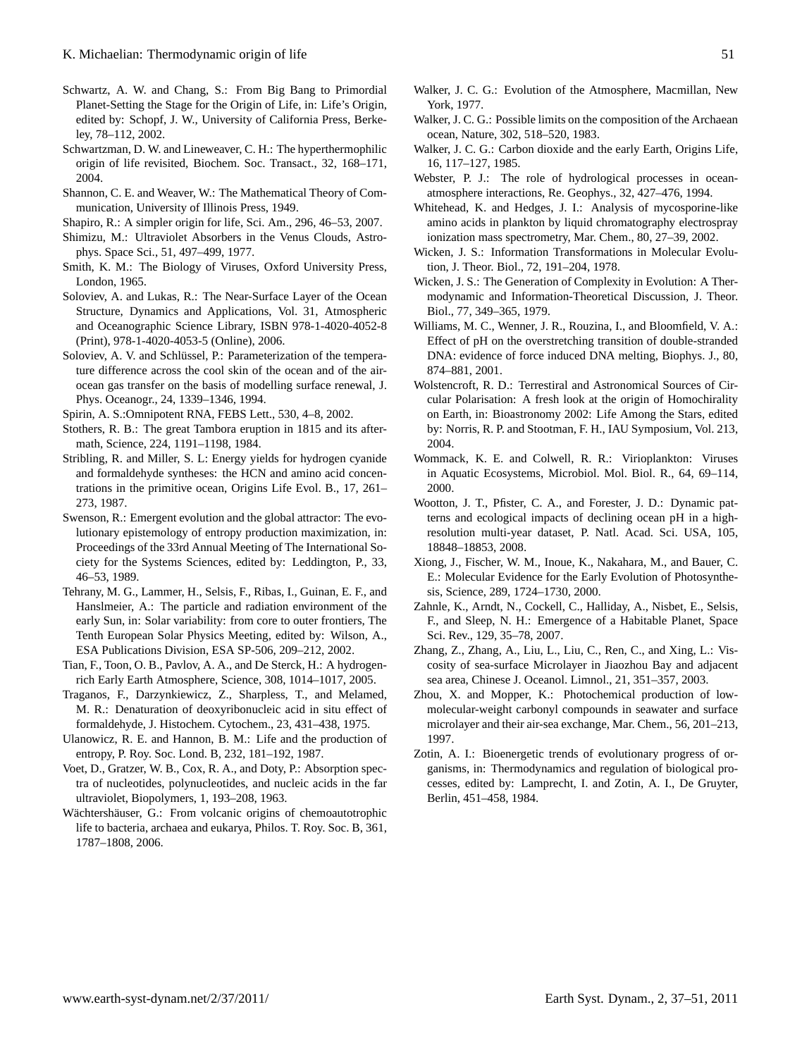Schwartz, A. W. and Chang, S.: From Big Bang to Primordial Planet-Setting the Stage for the Origin of Life, in: Life's Origin, edited by: Schopf, J. W., University of California Press, Berkeley, 78–112, 2002.

Schwartzman, D. W. and Lineweaver, C. H.: The hyperthermophilic origin of life revisited, Biochem. Soc. Transact., 32, 168–171, 2004.

Shannon, C. E. and Weaver, W.: The Mathematical Theory of Communication, University of Illinois Press, 1949.

Shapiro, R.: A simpler origin for life, Sci. Am., 296, 46–53, 2007.

Shimizu, M.: Ultraviolet Absorbers in the Venus Clouds, Astrophys. Space Sci., 51, 497–499, 1977.

Smith, K. M.: The Biology of Viruses, Oxford University Press, London, 1965.

Soloviev, A. and Lukas, R.: The Near-Surface Layer of the Ocean Structure, Dynamics and Applications, Vol. 31, Atmospheric and Oceanographic Science Library, ISBN 978-1-4020-4052-8 (Print), 978-1-4020-4053-5 (Online), 2006.

Soloviev, A. V. and Schlüssel, P.: Parameterization of the temperature difference across the cool skin of the ocean and of the air-ocean gas transfer on the basis of modelling surface renewal, J. Phys. Oceanogr., 24, 1339–1346, 1994.

Spirin, A. S.:Omnipotent RNA, FEBS Lett., 530, 4–8, 2002.

Stothers, R. B.: The great Tambora eruption in 1815 and its aftermath, Science, 224, 1191–1198, 1984.

Stribling, R. and Miller, S. L: Energy yields for hydrogen cyanide and formaldehyde syntheses: the HCN and amino acid concentrations in the primitive ocean, Origins Life Evol. B., 17, 261–273, 1987.

Swenson, R.: Emergent evolution and the global attractor: The evolutionary epistemology of entropy production maximization, in: Proceedings of the 33rd Annual Meeting of The International Society for the Systems Sciences, edited by: Leddington, P., 33, 46–53, 1989.

Tehrany, M. G., Lammer, H., Selsis, F., Ribas, I., Guinan, E. F., and Hanslmeier, A.: The particle and radiation environment of the early Sun, in: Solar variability: from core to outer frontiers, The Tenth European Solar Physics Meeting, edited by: Wilson, A., ESA Publications Division, ESA SP-506, 209–212, 2002.

Tian, F., Toon, O. B., Pavlov, A. A., and De Sterck, H.: A hydrogen-rich Early Earth Atmosphere, Science, 308, 1014–1017, 2005.

Traganos, F., Darzynkiewicz, Z., Sharpless, T., and Melamed, M. R.: Denaturation of deoxyribonucleic acid in situ effect of formaldehyde, J. Histochem. Cytochem., 23, 431–438, 1975.

Ulanowicz, R. E. and Hannon, B. M.: Life and the production of entropy, P. Roy. Soc. Lond. B, 232, 181–192, 1987.

Voet, D., Gratzer, W. B., Cox, R. A., and Doty, P.: Absorption spectra of nucleotides, polynucleotides, and nucleic acids in the far ultraviolet, Biopolymers, 1, 193–208, 1963.

Wächtershäuser, G.: From volcanic origins of chemoautotrophic life to bacteria, archaea and eukarya, Philos. T. Roy. Soc. B, 361, 1787–1808, 2006.

Walker, J. C. G.: Evolution of the Atmosphere, Macmillan, New York, 1977.

Walker, J. C. G.: Possible limits on the composition of the Archaean ocean, Nature, 302, 518–520, 1983.

Walker, J. C. G.: Carbon dioxide and the early Earth, Origins Life, 16, 117–127, 1985.

Webster, P. J.: The role of hydrological processes in ocean-atmosphere interactions, Re. Geophys., 32, 427–476, 1994.

Whitehead, K. and Hedges, J. I.: Analysis of mycosporine-like amino acids in plankton by liquid chromatography electrospray ionization mass spectrometry, Mar. Chem., 80, 27–39, 2002.

Wicken, J. S.: Information Transformations in Molecular Evolution, J. Theor. Biol., 72, 191–204, 1978.

Wicken, J. S.: The Generation of Complexity in Evolution: A Thermodynamic and Information-Theoretical Discussion, J. Theor. Biol., 77, 349–365, 1979.

Williams, M. C., Wenner, J. R., Rouzina, I., and Bloomfield, V. A.: Effect of pH on the overstretching transition of double-stranded DNA: evidence of force induced DNA melting, Biophys. J., 80, 874–881, 2001.

Wolstencroft, R. D.: Terrestiral and Astronomical Sources of Circular Polarisation: A fresh look at the origin of Homochirality on Earth, in: Bioastronomy 2002: Life Among the Stars, edited by: Norris, R. P. and Stootman, F. H., IAU Symposium, Vol. 213, 2004.

Wommack, K. E. and Colwell, R. R.: Virioplankton: Viruses in Aquatic Ecosystems, Microbiol. Mol. Biol. R., 64, 69–114, 2000.

Wootton, J. T., Pfister, C. A., and Forester, J. D.: Dynamic patterns and ecological impacts of declining ocean pH in a high-resolution multi-year dataset, P. Natl. Acad. Sci. USA, 105, 18848–18853, 2008.

Xiong, J., Fischer, W. M., Inoue, K., Nakahara, M., and Bauer, C. E.: Molecular Evidence for the Early Evolution of Photosynthesis, Science, 289, 1724–1730, 2000.

Zahnle, K., Arndt, N., Cockell, C., Halliday, A., Nisbet, E., Selsis, F., and Sleep, N. H.: Emergence of a Habitable Planet, Space Sci. Rev., 129, 35–78, 2007.

Zhang, Z., Zhang, A., Liu, L., Liu, C., Ren, C., and Xing, L.: Viscosity of sea-surface Microlayer in Jiaozhou Bay and adjacent sea area, Chinese J. Oceanol. Limnol., 21, 351–357, 2003.

Zhou, X. and Mopper, K.: Photochemical production of low-molecular-weight carbonyl compounds in seawater and surface microlayer and their air-sea exchange, Mar. Chem., 56, 201–213, 1997.

Zotin, A. I.: Bioenergetic trends of evolutionary progress of organisms, in: Thermodynamics and regulation of biological processes, edited by: Lamprecht, I. and Zotin, A. I., De Gruyter, Berlin, 451–458, 1984.